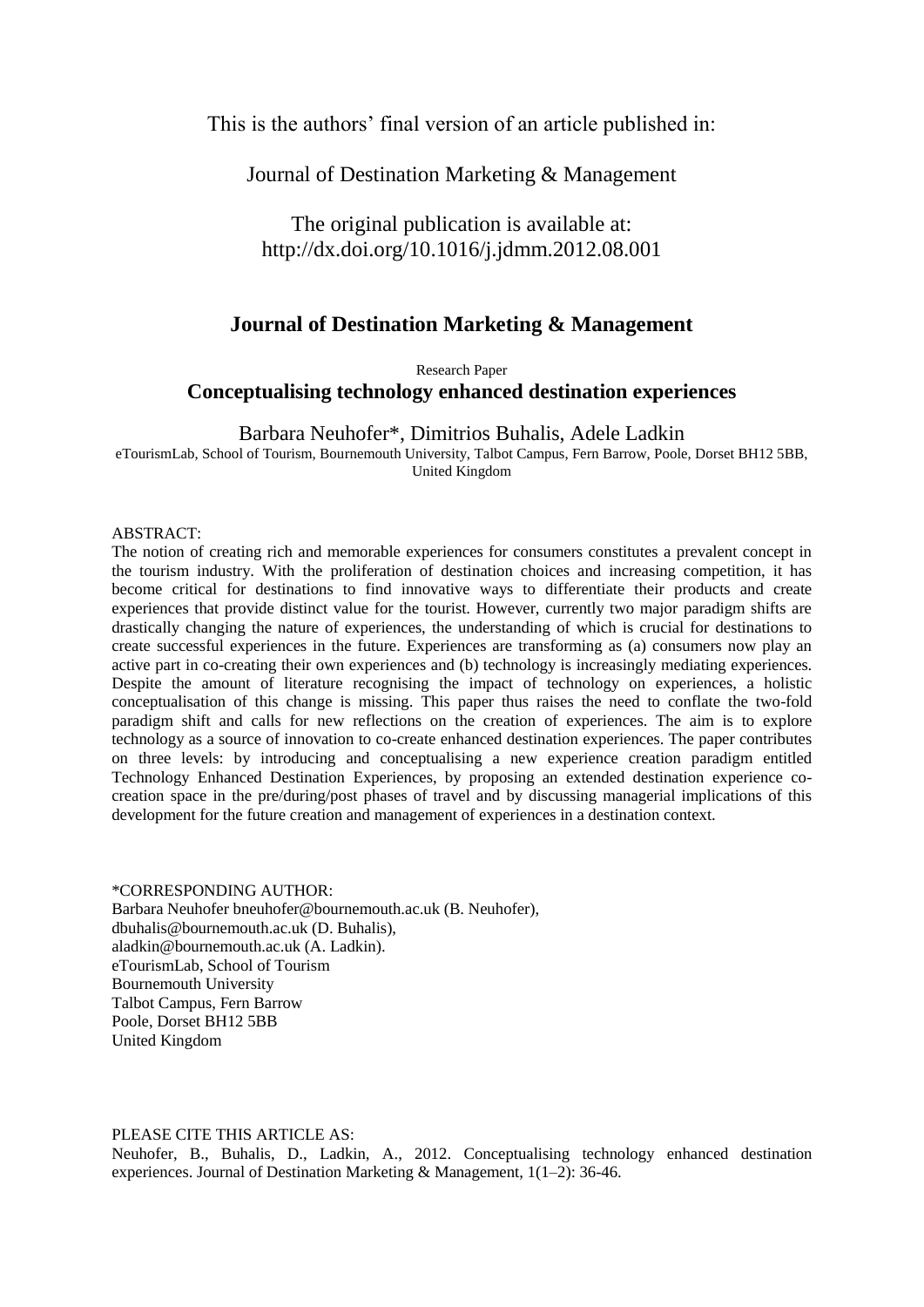This is the authors' final version of an article published in:

Journal of Destination Marketing & Management

The original publication is available at:
http://dx.doi.org/10.1016/j.jdmm.2012.08.001

## Journal of Destination Marketing & Management

Research Paper

# Conceptualising technology enhanced destination experiences

Barbara Neuhofer*, Dimitrios Buhalis, Adele Ladkin

eTourismLab, School of Tourism, Bournemouth University, Talbot Campus, Fern Barrow, Poole, Dorset BH12 5BB, United Kingdom

ABSTRACT:

The notion of creating rich and memorable experiences for consumers constitutes a prevalent concept in the tourism industry. With the proliferation of destination choices and increasing competition, it has become critical for destinations to find innovative ways to differentiate their products and create experiences that provide distinct value for the tourist. However, currently two major paradigm shifts are drastically changing the nature of experiences, the understanding of which is crucial for destinations to create successful experiences in the future. Experiences are transforming as (a) consumers now play an active part in co-creating their own experiences and (b) technology is increasingly mediating experiences. Despite the amount of literature recognising the impact of technology on experiences, a holistic conceptualisation of this change is missing. This paper thus raises the need to conflate the two-fold paradigm shift and calls for new reflections on the creation of experiences. The aim is to explore technology as a source of innovation to co-create enhanced destination experiences. The paper contributes on three levels: by introducing and conceptualising a new experience creation paradigm entitled Technology Enhanced Destination Experiences, by proposing an extended destination experience co-creation space in the pre/during/post phases of travel and by discussing managerial implications of this development for the future creation and management of experiences in a destination context.

*CORRESPONDING AUTHOR:
Barbara Neuhofer bneuhofer@bournemouth.ac.uk (B. Neuhofer),
dbuhalis@bournemouth.ac.uk (D. Buhalis),
aladkin@bournemouth.ac.uk (A. Ladkin).
eTourismLab, School of Tourism
Bournemouth University
Talbot Campus, Fern Barrow
Poole, Dorset BH12 5BB
United Kingdom

PLEASE CITE THIS ARTICLE AS:
Neuhofer, B., Buhalis, D., Ladkin, A., 2012. Conceptualising technology enhanced destination experiences. Journal of Destination Marketing & Management, 1(1–2): 36-46.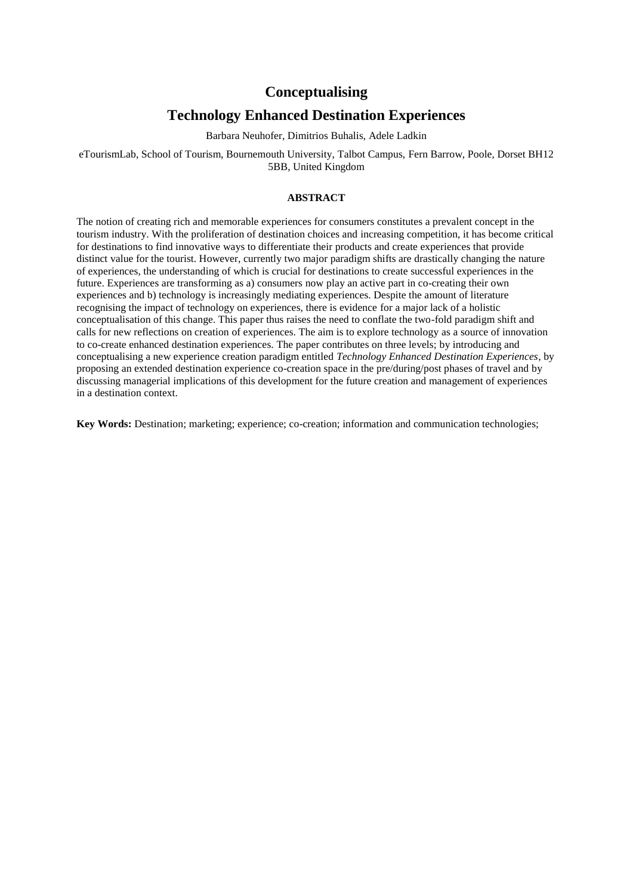# Conceptualising

# Technology Enhanced Destination Experiences

Barbara Neuhofer, Dimitrios Buhalis, Adele Ladkin

eTourismLab, School of Tourism, Bournemouth University, Talbot Campus, Fern Barrow, Poole, Dorset BH12 5BB, United Kingdom

### ABSTRACT

The notion of creating rich and memorable experiences for consumers constitutes a prevalent concept in the tourism industry. With the proliferation of destination choices and increasing competition, it has become critical for destinations to find innovative ways to differentiate their products and create experiences that provide distinct value for the tourist. However, currently two major paradigm shifts are drastically changing the nature of experiences, the understanding of which is crucial for destinations to create successful experiences in the future. Experiences are transforming as a) consumers now play an active part in co-creating their own experiences and b) technology is increasingly mediating experiences. Despite the amount of literature recognising the impact of technology on experiences, there is evidence for a major lack of a holistic conceptualisation of this change. This paper thus raises the need to conflate the two-fold paradigm shift and calls for new reflections on creation of experiences. The aim is to explore technology as a source of innovation to co-create enhanced destination experiences. The paper contributes on three levels; by introducing and conceptualising a new experience creation paradigm entitled *Technology Enhanced Destination Experiences*, by proposing an extended destination experience co-creation space in the pre/during/post phases of travel and by discussing managerial implications of this development for the future creation and management of experiences in a destination context.

**Key Words:** Destination; marketing; experience; co-creation; information and communication technologies;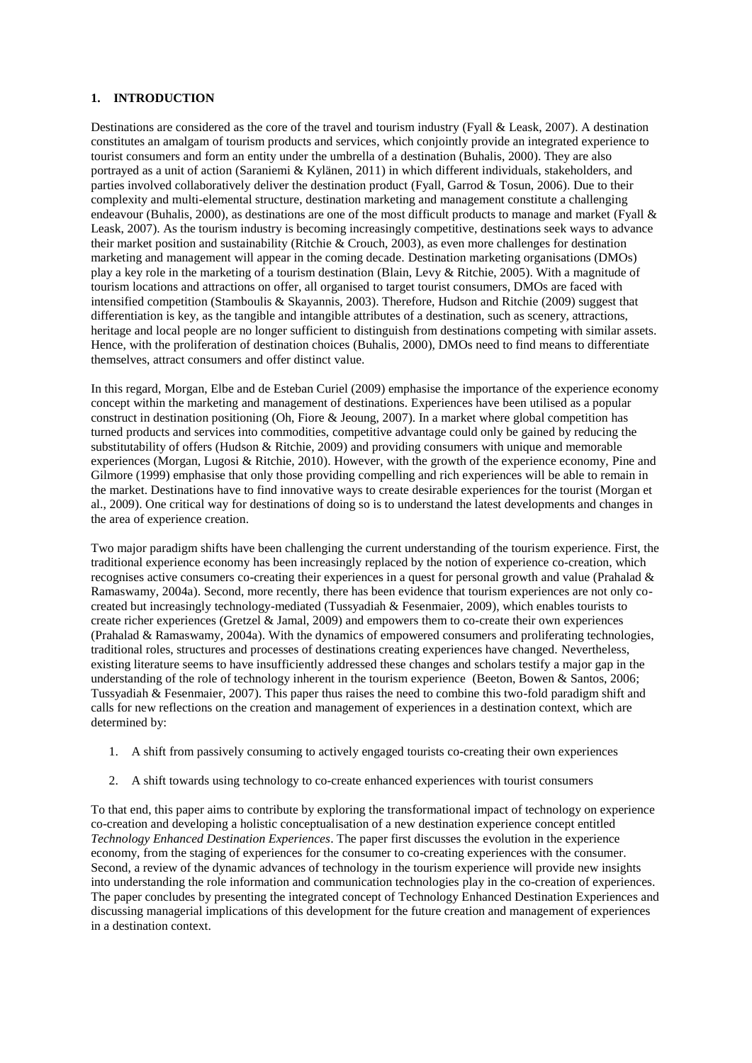## 1. INTRODUCTION

Destinations are considered as the core of the travel and tourism industry (Fyall & Leask, 2007). A destination constitutes an amalgam of tourism products and services, which conjointly provide an integrated experience to tourist consumers and form an entity under the umbrella of a destination (Buhalis, 2000). They are also portrayed as a unit of action (Saraniemi & Kylänen, 2011) in which different individuals, stakeholders, and parties involved collaboratively deliver the destination product (Fyall, Garrod & Tosun, 2006). Due to their complexity and multi-elemental structure, destination marketing and management constitute a challenging endeavour (Buhalis, 2000), as destinations are one of the most difficult products to manage and market (Fyall & Leask, 2007). As the tourism industry is becoming increasingly competitive, destinations seek ways to advance their market position and sustainability (Ritchie & Crouch, 2003), as even more challenges for destination marketing and management will appear in the coming decade. Destination marketing organisations (DMOs) play a key role in the marketing of a tourism destination (Blain, Levy & Ritchie, 2005). With a magnitude of tourism locations and attractions on offer, all organised to target tourist consumers, DMOs are faced with intensified competition (Stamboulis & Skayannis, 2003). Therefore, Hudson and Ritchie (2009) suggest that differentiation is key, as the tangible and intangible attributes of a destination, such as scenery, attractions, heritage and local people are no longer sufficient to distinguish from destinations competing with similar assets. Hence, with the proliferation of destination choices (Buhalis, 2000), DMOs need to find means to differentiate themselves, attract consumers and offer distinct value.

In this regard, Morgan, Elbe and de Esteban Curiel (2009) emphasise the importance of the experience economy concept within the marketing and management of destinations. Experiences have been utilised as a popular construct in destination positioning (Oh, Fiore & Jeoung, 2007). In a market where global competition has turned products and services into commodities, competitive advantage could only be gained by reducing the substitutability of offers (Hudson & Ritchie, 2009) and providing consumers with unique and memorable experiences (Morgan, Lugosi & Ritchie, 2010). However, with the growth of the experience economy, Pine and Gilmore (1999) emphasise that only those providing compelling and rich experiences will be able to remain in the market. Destinations have to find innovative ways to create desirable experiences for the tourist (Morgan et al., 2009). One critical way for destinations of doing so is to understand the latest developments and changes in the area of experience creation.

Two major paradigm shifts have been challenging the current understanding of the tourism experience. First, the traditional experience economy has been increasingly replaced by the notion of experience co-creation, which recognises active consumers co-creating their experiences in a quest for personal growth and value (Prahalad & Ramaswamy, 2004a). Second, more recently, there has been evidence that tourism experiences are not only co-created but increasingly technology-mediated (Tussyadiah & Fesenmaier, 2009), which enables tourists to create richer experiences (Gretzel & Jamal, 2009) and empowers them to co-create their own experiences (Prahalad & Ramaswamy, 2004a). With the dynamics of empowered consumers and proliferating technologies, traditional roles, structures and processes of destinations creating experiences have changed. Nevertheless, existing literature seems to have insufficiently addressed these changes and scholars testify a major gap in the understanding of the role of technology inherent in the tourism experience (Beeton, Bowen & Santos, 2006; Tussyadiah & Fesenmaier, 2007). This paper thus raises the need to combine this two-fold paradigm shift and calls for new reflections on the creation and management of experiences in a destination context, which are determined by:

1. A shift from passively consuming to actively engaged tourists co-creating their own experiences
2. A shift towards using technology to co-create enhanced experiences with tourist consumers

To that end, this paper aims to contribute by exploring the transformational impact of technology on experience co-creation and developing a holistic conceptualisation of a new destination experience concept entitled *Technology Enhanced Destination Experiences*. The paper first discusses the evolution in the experience economy, from the staging of experiences for the consumer to co-creating experiences with the consumer. Second, a review of the dynamic advances of technology in the tourism experience will provide new insights into understanding the role information and communication technologies play in the co-creation of experiences. The paper concludes by presenting the integrated concept of Technology Enhanced Destination Experiences and discussing managerial implications of this development for the future creation and management of experiences in a destination context.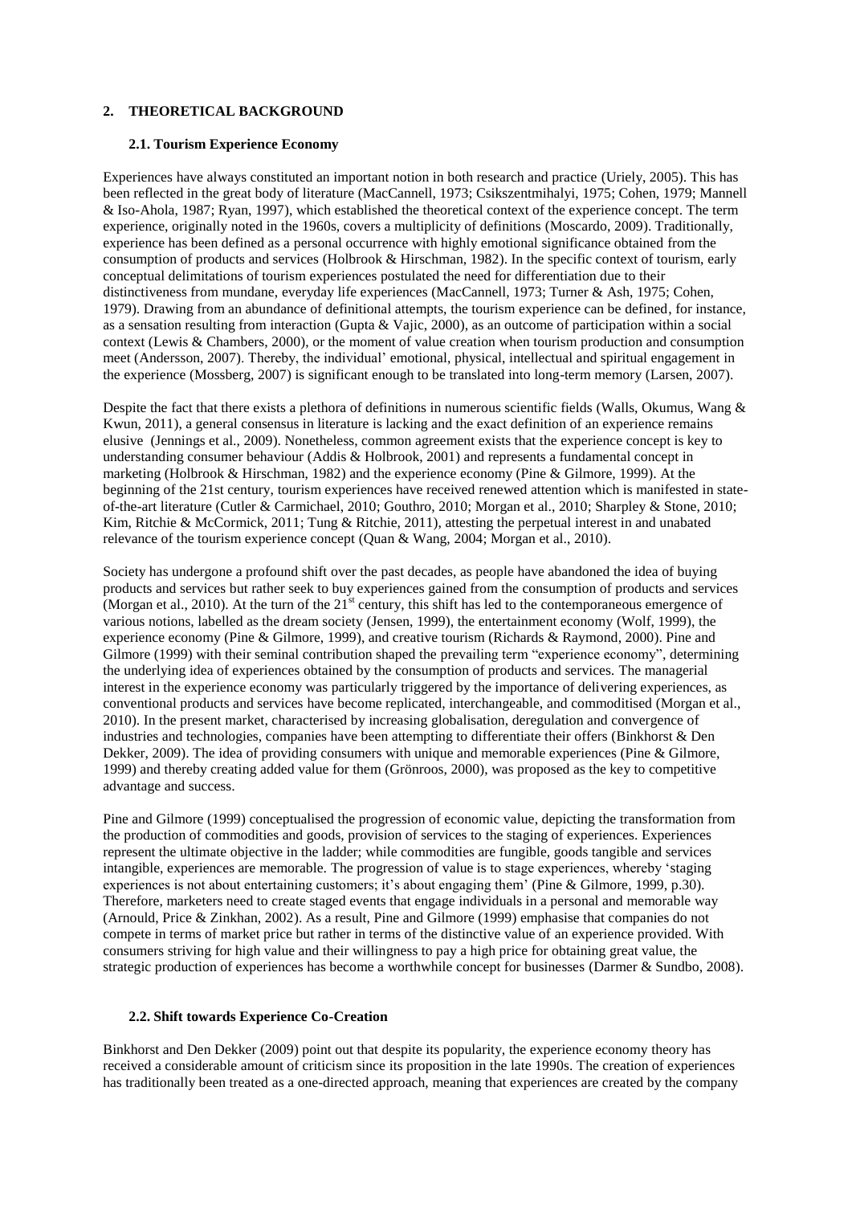## 2. THEORETICAL BACKGROUND

### 2.1. Tourism Experience Economy

Experiences have always constituted an important notion in both research and practice (Uriely, 2005). This has been reflected in the great body of literature (MacCannell, 1973; Csikszentmihalyi, 1975; Cohen, 1979; Mannell & Iso-Ahola, 1987; Ryan, 1997), which established the theoretical context of the experience concept. The term experience, originally noted in the 1960s, covers a multiplicity of definitions (Moscardo, 2009). Traditionally, experience has been defined as a personal occurrence with highly emotional significance obtained from the consumption of products and services (Holbrook & Hirschman, 1982). In the specific context of tourism, early conceptual delimitations of tourism experiences postulated the need for differentiation due to their distinctiveness from mundane, everyday life experiences (MacCannell, 1973; Turner & Ash, 1975; Cohen, 1979). Drawing from an abundance of definitional attempts, the tourism experience can be defined, for instance, as a sensation resulting from interaction (Gupta & Vajic, 2000), as an outcome of participation within a social context (Lewis & Chambers, 2000), or the moment of value creation when tourism production and consumption meet (Andersson, 2007). Thereby, the individual' emotional, physical, intellectual and spiritual engagement in the experience (Mossberg, 2007) is significant enough to be translated into long-term memory (Larsen, 2007).

Despite the fact that there exists a plethora of definitions in numerous scientific fields (Walls, Okumus, Wang & Kwun, 2011), a general consensus in literature is lacking and the exact definition of an experience remains elusive (Jennings et al., 2009). Nonetheless, common agreement exists that the experience concept is key to understanding consumer behaviour (Addis & Holbrook, 2001) and represents a fundamental concept in marketing (Holbrook & Hirschman, 1982) and the experience economy (Pine & Gilmore, 1999). At the beginning of the 21st century, tourism experiences have received renewed attention which is manifested in state-of-the-art literature (Cutler & Carmichael, 2010; Gouthro, 2010; Morgan et al., 2010; Sharpley & Stone, 2010; Kim, Ritchie & McCormick, 2011; Tung & Ritchie, 2011), attesting the perpetual interest in and unabated relevance of the tourism experience concept (Quan & Wang, 2004; Morgan et al., 2010).

Society has undergone a profound shift over the past decades, as people have abandoned the idea of buying products and services but rather seek to buy experiences gained from the consumption of products and services (Morgan et al., 2010). At the turn of the 21st century, this shift has led to the contemporaneous emergence of various notions, labelled as the dream society (Jensen, 1999), the entertainment economy (Wolf, 1999), the experience economy (Pine & Gilmore, 1999), and creative tourism (Richards & Raymond, 2000). Pine and Gilmore (1999) with their seminal contribution shaped the prevailing term "experience economy", determining the underlying idea of experiences obtained by the consumption of products and services. The managerial interest in the experience economy was particularly triggered by the importance of delivering experiences, as conventional products and services have become replicated, interchangeable, and commoditised (Morgan et al., 2010). In the present market, characterised by increasing globalisation, deregulation and convergence of industries and technologies, companies have been attempting to differentiate their offers (Binkhorst & Den Dekker, 2009). The idea of providing consumers with unique and memorable experiences (Pine & Gilmore, 1999) and thereby creating added value for them (Grönroos, 2000), was proposed as the key to competitive advantage and success.

Pine and Gilmore (1999) conceptualised the progression of economic value, depicting the transformation from the production of commodities and goods, provision of services to the staging of experiences. Experiences represent the ultimate objective in the ladder; while commodities are fungible, goods tangible and services intangible, experiences are memorable. The progression of value is to stage experiences, whereby 'staging experiences is not about entertaining customers; it's about engaging them' (Pine & Gilmore, 1999, p.30). Therefore, marketers need to create staged events that engage individuals in a personal and memorable way (Arnould, Price & Zinkhan, 2002). As a result, Pine and Gilmore (1999) emphasise that companies do not compete in terms of market price but rather in terms of the distinctive value of an experience provided. With consumers striving for high value and their willingness to pay a high price for obtaining great value, the strategic production of experiences has become a worthwhile concept for businesses (Darmer & Sundbo, 2008).

### 2.2. Shift towards Experience Co-Creation

Binkhorst and Den Dekker (2009) point out that despite its popularity, the experience economy theory has received a considerable amount of criticism since its proposition in the late 1990s. The creation of experiences has traditionally been treated as a one-directed approach, meaning that experiences are created by the company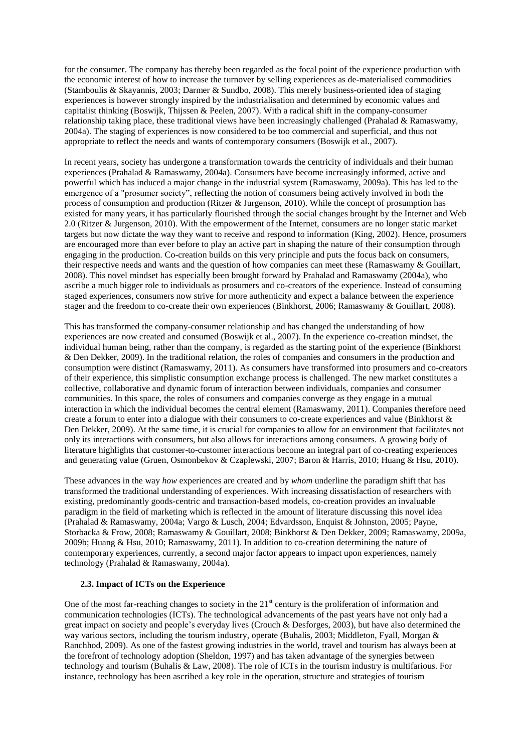for the consumer. The company has thereby been regarded as the focal point of the experience production with the economic interest of how to increase the turnover by selling experiences as de-materialised commodities (Stamboulis & Skayannis, 2003; Darmer & Sundbo, 2008). This merely business-oriented idea of staging experiences is however strongly inspired by the industrialisation and determined by economic values and capitalist thinking (Boswijk, Thijssen & Peelen, 2007). With a radical shift in the company-consumer relationship taking place, these traditional views have been increasingly challenged (Prahalad & Ramaswamy, 2004a). The staging of experiences is now considered to be too commercial and superficial, and thus not appropriate to reflect the needs and wants of contemporary consumers (Boswijk et al., 2007).

In recent years, society has undergone a transformation towards the centricity of individuals and their human experiences (Prahalad & Ramaswamy, 2004a). Consumers have become increasingly informed, active and powerful which has induced a major change in the industrial system (Ramaswamy, 2009a). This has led to the emergence of a "prosumer society", reflecting the notion of consumers being actively involved in both the process of consumption and production (Ritzer & Jurgenson, 2010). While the concept of prosumption has existed for many years, it has particularly flourished through the social changes brought by the Internet and Web 2.0 (Ritzer & Jurgenson, 2010). With the empowerment of the Internet, consumers are no longer static market targets but now dictate the way they want to receive and respond to information (King, 2002). Hence, prosumers are encouraged more than ever before to play an active part in shaping the nature of their consumption through engaging in the production. Co-creation builds on this very principle and puts the focus back on consumers, their respective needs and wants and the question of how companies can meet these (Ramaswamy & Gouillart, 2008). This novel mindset has especially been brought forward by Prahalad and Ramaswamy (2004a), who ascribe a much bigger role to individuals as prosumers and co-creators of the experience. Instead of consuming staged experiences, consumers now strive for more authenticity and expect a balance between the experience stager and the freedom to co-create their own experiences (Binkhorst, 2006; Ramaswamy & Gouillart, 2008).

This has transformed the company-consumer relationship and has changed the understanding of how experiences are now created and consumed (Boswijk et al., 2007). In the experience co-creation mindset, the individual human being, rather than the company, is regarded as the starting point of the experience (Binkhorst & Den Dekker, 2009). In the traditional relation, the roles of companies and consumers in the production and consumption were distinct (Ramaswamy, 2011). As consumers have transformed into prosumers and co-creators of their experience, this simplistic consumption exchange process is challenged. The new market constitutes a collective, collaborative and dynamic forum of interaction between individuals, companies and consumer communities. In this space, the roles of consumers and companies converge as they engage in a mutual interaction in which the individual becomes the central element (Ramaswamy, 2011). Companies therefore need create a forum to enter into a dialogue with their consumers to co-create experiences and value (Binkhorst & Den Dekker, 2009). At the same time, it is crucial for companies to allow for an environment that facilitates not only its interactions with consumers, but also allows for interactions among consumers. A growing body of literature highlights that customer-to-customer interactions become an integral part of co-creating experiences and generating value (Gruen, Osmonbekov & Czaplewski, 2007; Baron & Harris, 2010; Huang & Hsu, 2010).

These advances in the way *how* experiences are created and by *whom* underline the paradigm shift that has transformed the traditional understanding of experiences. With increasing dissatisfaction of researchers with existing, predominantly goods-centric and transaction-based models, co-creation provides an invaluable paradigm in the field of marketing which is reflected in the amount of literature discussing this novel idea (Prahalad & Ramaswamy, 2004a; Vargo & Lusch, 2004; Edvardsson, Enquist & Johnston, 2005; Payne, Storbacka & Frow, 2008; Ramaswamy & Gouillart, 2008; Binkhorst & Den Dekker, 2009; Ramaswamy, 2009a, 2009b; Huang & Hsu, 2010; Ramaswamy, 2011). In addition to co-creation determining the nature of contemporary experiences, currently, a second major factor appears to impact upon experiences, namely technology (Prahalad & Ramaswamy, 2004a).

### 2.3. Impact of ICTs on the Experience

One of the most far-reaching changes to society in the 21st century is the proliferation of information and communication technologies (ICTs). The technological advancements of the past years have not only had a great impact on society and people's everyday lives (Crouch & Desforges, 2003), but have also determined the way various sectors, including the tourism industry, operate (Buhalis, 2003; Middleton, Fyall, Morgan & Ranchhod, 2009). As one of the fastest growing industries in the world, travel and tourism has always been at the forefront of technology adoption (Sheldon, 1997) and has taken advantage of the synergies between technology and tourism (Buhalis & Law, 2008). The role of ICTs in the tourism industry is multifarious. For instance, technology has been ascribed a key role in the operation, structure and strategies of tourism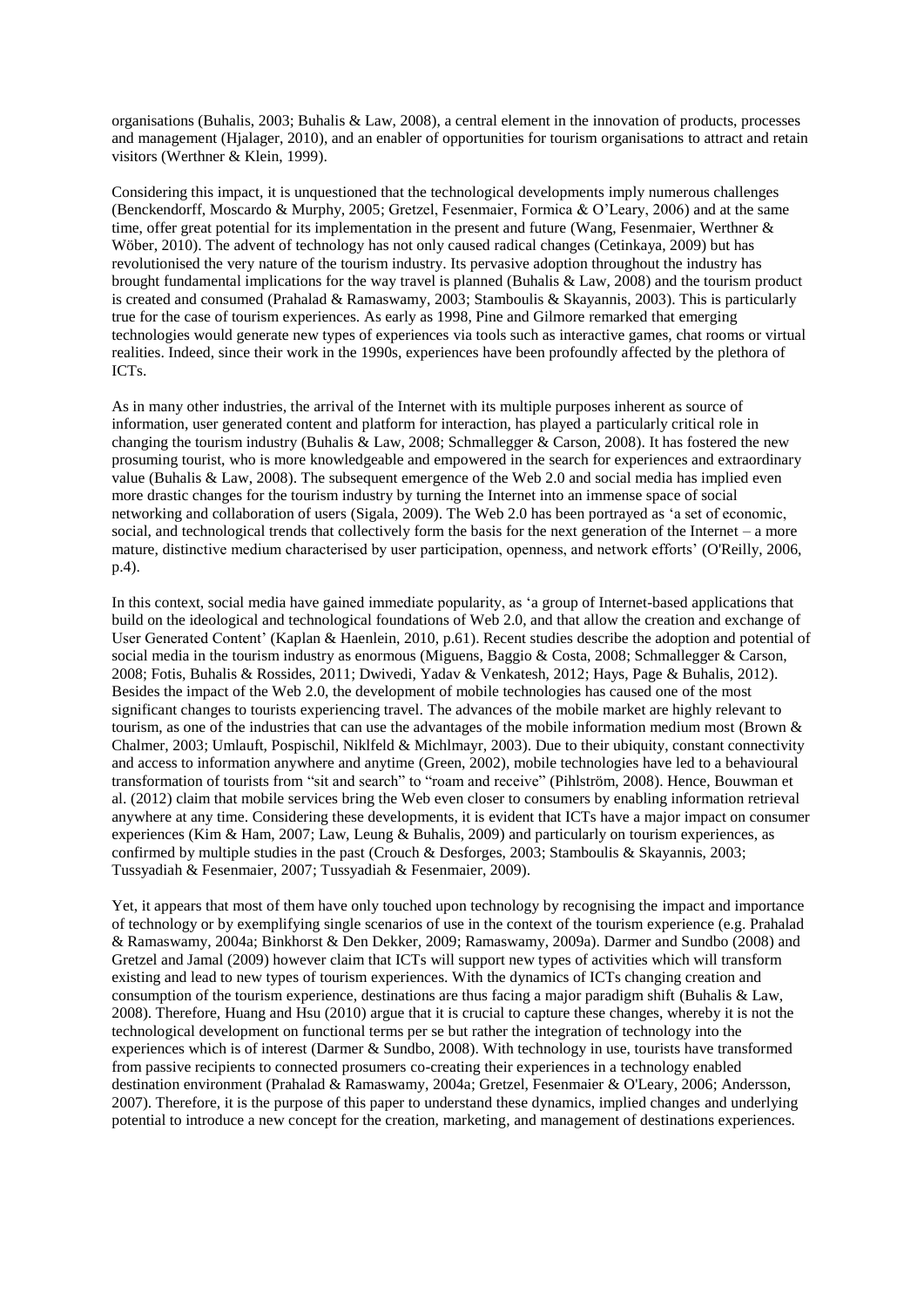organisations (Buhalis, 2003; Buhalis & Law, 2008), a central element in the innovation of products, processes and management (Hjalager, 2010), and an enabler of opportunities for tourism organisations to attract and retain visitors (Werthner & Klein, 1999).

Considering this impact, it is unquestioned that the technological developments imply numerous challenges (Benckendorff, Moscardo & Murphy, 2005; Gretzel, Fesenmaier, Formica & O'Leary, 2006) and at the same time, offer great potential for its implementation in the present and future (Wang, Fesenmaier, Werthner & Wöber, 2010). The advent of technology has not only caused radical changes (Cetinkaya, 2009) but has revolutionised the very nature of the tourism industry. Its pervasive adoption throughout the industry has brought fundamental implications for the way travel is planned (Buhalis & Law, 2008) and the tourism product is created and consumed (Prahalad & Ramaswamy, 2003; Stamboulis & Skayannis, 2003). This is particularly true for the case of tourism experiences. As early as 1998, Pine and Gilmore remarked that emerging technologies would generate new types of experiences via tools such as interactive games, chat rooms or virtual realities. Indeed, since their work in the 1990s, experiences have been profoundly affected by the plethora of ICTs.

As in many other industries, the arrival of the Internet with its multiple purposes inherent as source of information, user generated content and platform for interaction, has played a particularly critical role in changing the tourism industry (Buhalis & Law, 2008; Schmallegger & Carson, 2008). It has fostered the new prosuming tourist, who is more knowledgeable and empowered in the search for experiences and extraordinary value (Buhalis & Law, 2008). The subsequent emergence of the Web 2.0 and social media has implied even more drastic changes for the tourism industry by turning the Internet into an immense space of social networking and collaboration of users (Sigala, 2009). The Web 2.0 has been portrayed as 'a set of economic, social, and technological trends that collectively form the basis for the next generation of the Internet – a more mature, distinctive medium characterised by user participation, openness, and network efforts' (O'Reilly, 2006, p.4).

In this context, social media have gained immediate popularity, as 'a group of Internet-based applications that build on the ideological and technological foundations of Web 2.0, and that allow the creation and exchange of User Generated Content' (Kaplan & Haenlein, 2010, p.61). Recent studies describe the adoption and potential of social media in the tourism industry as enormous (Miguens, Baggio & Costa, 2008; Schmallegger & Carson, 2008; Fotis, Buhalis & Rossides, 2011; Dwivedi, Yadav & Venkatesh, 2012; Hays, Page & Buhalis, 2012). Besides the impact of the Web 2.0, the development of mobile technologies has caused one of the most significant changes to tourists experiencing travel. The advances of the mobile market are highly relevant to tourism, as one of the industries that can use the advantages of the mobile information medium most (Brown & Chalmer, 2003; Umlauft, Pospischil, Niklfeld & Michlmayr, 2003). Due to their ubiquity, constant connectivity and access to information anywhere and anytime (Green, 2002), mobile technologies have led to a behavioural transformation of tourists from "sit and search" to "roam and receive" (Pihlström, 2008). Hence, Bouwman et al. (2012) claim that mobile services bring the Web even closer to consumers by enabling information retrieval anywhere at any time. Considering these developments, it is evident that ICTs have a major impact on consumer experiences (Kim & Ham, 2007; Law, Leung & Buhalis, 2009) and particularly on tourism experiences, as confirmed by multiple studies in the past (Crouch & Desforges, 2003; Stamboulis & Skayannis, 2003; Tussyadiah & Fesenmaier, 2007; Tussyadiah & Fesenmaier, 2009).

Yet, it appears that most of them have only touched upon technology by recognising the impact and importance of technology or by exemplifying single scenarios of use in the context of the tourism experience (e.g. Prahalad & Ramaswamy, 2004a; Binkhorst & Den Dekker, 2009; Ramaswamy, 2009a). Darmer and Sundbo (2008) and Gretzel and Jamal (2009) however claim that ICTs will support new types of activities which will transform existing and lead to new types of tourism experiences. With the dynamics of ICTs changing creation and consumption of the tourism experience, destinations are thus facing a major paradigm shift (Buhalis & Law, 2008). Therefore, Huang and Hsu (2010) argue that it is crucial to capture these changes, whereby it is not the technological development on functional terms per se but rather the integration of technology into the experiences which is of interest (Darmer & Sundbo, 2008). With technology in use, tourists have transformed from passive recipients to connected prosumers co-creating their experiences in a technology enabled destination environment (Prahalad & Ramaswamy, 2004a; Gretzel, Fesenmaier & O'Leary, 2006; Andersson, 2007). Therefore, it is the purpose of this paper to understand these dynamics, implied changes and underlying potential to introduce a new concept for the creation, marketing, and management of destinations experiences.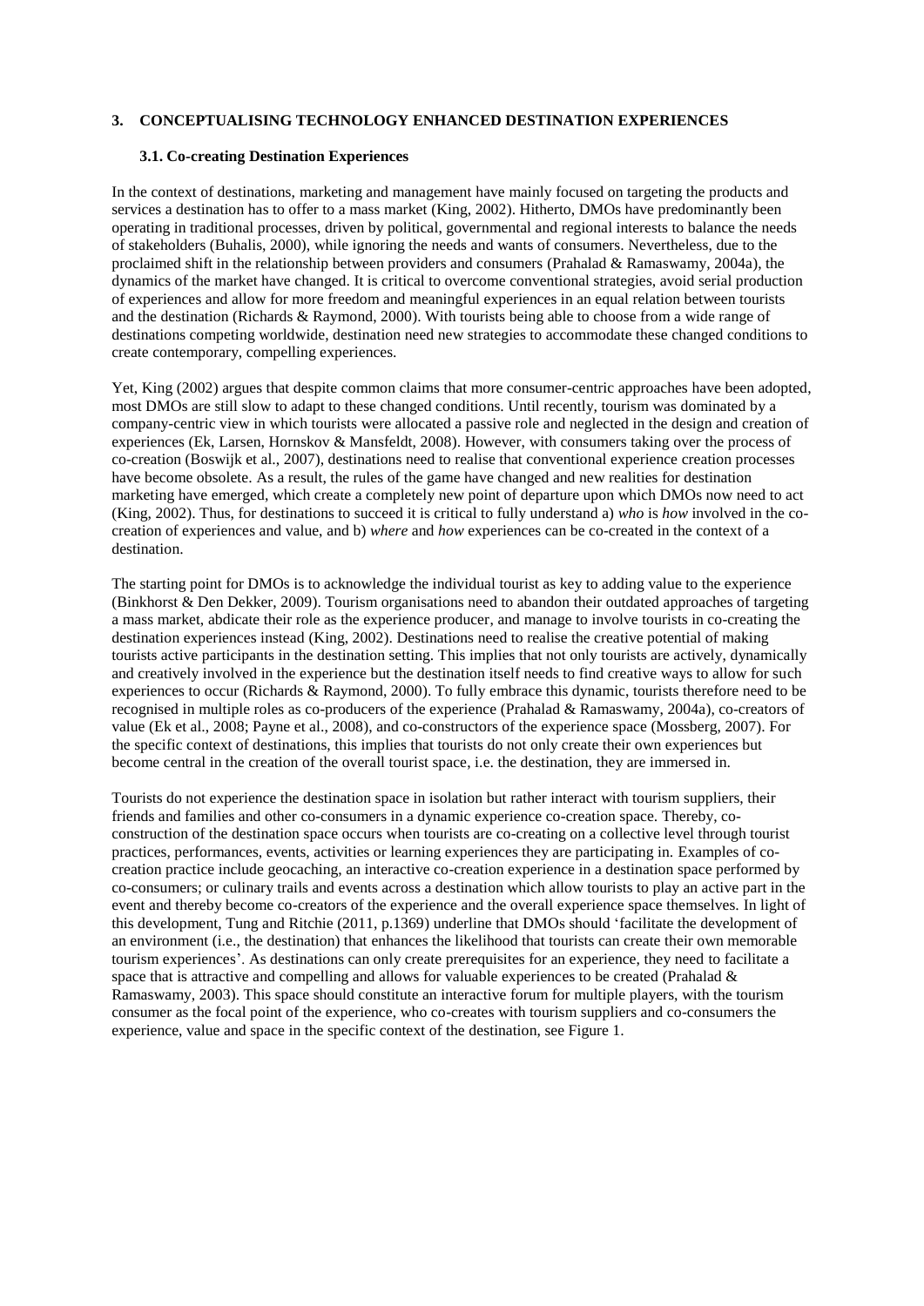## 3. CONCEPTUALISING TECHNOLOGY ENHANCED DESTINATION EXPERIENCES

### 3.1. Co-creating Destination Experiences

In the context of destinations, marketing and management have mainly focused on targeting the products and services a destination has to offer to a mass market (King, 2002). Hitherto, DMOs have predominantly been operating in traditional processes, driven by political, governmental and regional interests to balance the needs of stakeholders (Buhalis, 2000), while ignoring the needs and wants of consumers. Nevertheless, due to the proclaimed shift in the relationship between providers and consumers (Prahalad & Ramaswamy, 2004a), the dynamics of the market have changed. It is critical to overcome conventional strategies, avoid serial production of experiences and allow for more freedom and meaningful experiences in an equal relation between tourists and the destination (Richards & Raymond, 2000). With tourists being able to choose from a wide range of destinations competing worldwide, destination need new strategies to accommodate these changed conditions to create contemporary, compelling experiences.

Yet, King (2002) argues that despite common claims that more consumer-centric approaches have been adopted, most DMOs are still slow to adapt to these changed conditions. Until recently, tourism was dominated by a company-centric view in which tourists were allocated a passive role and neglected in the design and creation of experiences (Ek, Larsen, Hornskov & Mansfeldt, 2008). However, with consumers taking over the process of co-creation (Boswijk et al., 2007), destinations need to realise that conventional experience creation processes have become obsolete. As a result, the rules of the game have changed and new realities for destination marketing have emerged, which create a completely new point of departure upon which DMOs now need to act (King, 2002). Thus, for destinations to succeed it is critical to fully understand a) *who* is *how* involved in the co-creation of experiences and value, and b) *where* and *how* experiences can be co-created in the context of a destination.

The starting point for DMOs is to acknowledge the individual tourist as key to adding value to the experience (Binkhorst & Den Dekker, 2009). Tourism organisations need to abandon their outdated approaches of targeting a mass market, abdicate their role as the experience producer, and manage to involve tourists in co-creating the destination experiences instead (King, 2002). Destinations need to realise the creative potential of making tourists active participants in the destination setting. This implies that not only tourists are actively, dynamically and creatively involved in the experience but the destination itself needs to find creative ways to allow for such experiences to occur (Richards & Raymond, 2000). To fully embrace this dynamic, tourists therefore need to be recognised in multiple roles as co-producers of the experience (Prahalad & Ramaswamy, 2004a), co-creators of value (Ek et al., 2008; Payne et al., 2008), and co-constructors of the experience space (Mossberg, 2007). For the specific context of destinations, this implies that tourists do not only create their own experiences but become central in the creation of the overall tourist space, i.e. the destination, they are immersed in.

Tourists do not experience the destination space in isolation but rather interact with tourism suppliers, their friends and families and other co-consumers in a dynamic experience co-creation space. Thereby, co-construction of the destination space occurs when tourists are co-creating on a collective level through tourist practices, performances, events, activities or learning experiences they are participating in. Examples of co-creation practice include geocaching, an interactive co-creation experience in a destination space performed by co-consumers; or culinary trails and events across a destination which allow tourists to play an active part in the event and thereby become co-creators of the experience and the overall experience space themselves. In light of this development, Tung and Ritchie (2011, p.1369) underline that DMOs should 'facilitate the development of an environment (i.e., the destination) that enhances the likelihood that tourists can create their own memorable tourism experiences'. As destinations can only create prerequisites for an experience, they need to facilitate a space that is attractive and compelling and allows for valuable experiences to be created (Prahalad & Ramaswamy, 2003). This space should constitute an interactive forum for multiple players, with the tourism consumer as the focal point of the experience, who co-creates with tourism suppliers and co-consumers the experience, value and space in the specific context of the destination, see Figure 1.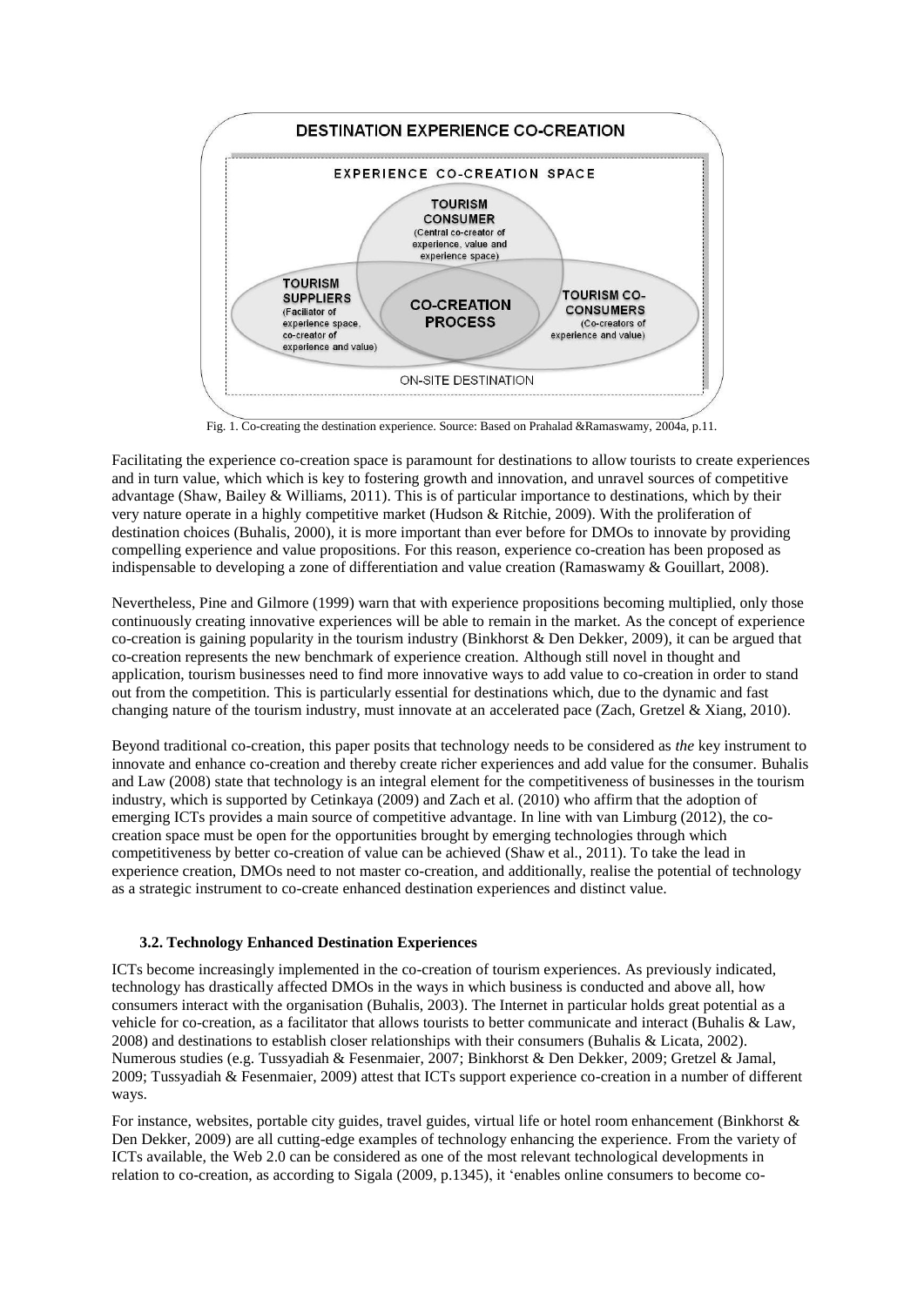DESTINATION EXPERIENCE CO-CREATION

EXPERIENCE CO-CREATION SPACE

TOURISM CONSUMER (Central co-creator of experience, value and experience space)

TOURISM SUPPLIERS (Faciliator of experience space, co-creator of experience and value)

CO-CREATION PROCESS

TOURISM CO-CONSUMERS (Co-creators of experience and value)

ON-SITE DESTINATION

Fig. 1. Co-creating the destination experience. Source: Based on Prahalad &Ramaswamy, 2004a, p.11.

Facilitating the experience co-creation space is paramount for destinations to allow tourists to create experiences and in turn value, which which is key to fostering growth and innovation, and unravel sources of competitive advantage (Shaw, Bailey & Williams, 2011). This is of particular importance to destinations, which by their very nature operate in a highly competitive market (Hudson & Ritchie, 2009). With the proliferation of destination choices (Buhalis, 2000), it is more important than ever before for DMOs to innovate by providing compelling experience and value propositions. For this reason, experience co-creation has been proposed as indispensable to developing a zone of differentiation and value creation (Ramaswamy & Gouillart, 2008).

Nevertheless, Pine and Gilmore (1999) warn that with experience propositions becoming multiplied, only those continuously creating innovative experiences will be able to remain in the market. As the concept of experience co-creation is gaining popularity in the tourism industry (Binkhorst & Den Dekker, 2009), it can be argued that co-creation represents the new benchmark of experience creation. Although still novel in thought and application, tourism businesses need to find more innovative ways to add value to co-creation in order to stand out from the competition. This is particularly essential for destinations which, due to the dynamic and fast changing nature of the tourism industry, must innovate at an accelerated pace (Zach, Gretzel & Xiang, 2010).

Beyond traditional co-creation, this paper posits that technology needs to be considered as *the* key instrument to innovate and enhance co-creation and thereby create richer experiences and add value for the consumer. Buhalis and Law (2008) state that technology is an integral element for the competitiveness of businesses in the tourism industry, which is supported by Cetinkaya (2009) and Zach et al. (2010) who affirm that the adoption of emerging ICTs provides a main source of competitive advantage. In line with van Limburg (2012), the co-creation space must be open for the opportunities brought by emerging technologies through which competitiveness by better co-creation of value can be achieved (Shaw et al., 2011). To take the lead in experience creation, DMOs need to not master co-creation, and additionally, realise the potential of technology as a strategic instrument to co-create enhanced destination experiences and distinct value.

### 3.2. Technology Enhanced Destination Experiences

ICTs become increasingly implemented in the co-creation of tourism experiences. As previously indicated, technology has drastically affected DMOs in the ways in which business is conducted and above all, how consumers interact with the organisation (Buhalis, 2003). The Internet in particular holds great potential as a vehicle for co-creation, as a facilitator that allows tourists to better communicate and interact (Buhalis & Law, 2008) and destinations to establish closer relationships with their consumers (Buhalis & Licata, 2002). Numerous studies (e.g. Tussyadiah & Fesenmaier, 2007; Binkhorst & Den Dekker, 2009; Gretzel & Jamal, 2009; Tussyadiah & Fesenmaier, 2009) attest that ICTs support experience co-creation in a number of different ways.

For instance, websites, portable city guides, travel guides, virtual life or hotel room enhancement (Binkhorst & Den Dekker, 2009) are all cutting-edge examples of technology enhancing the experience. From the variety of ICTs available, the Web 2.0 can be considered as one of the most relevant technological developments in relation to co-creation, as according to Sigala (2009, p.1345), it 'enables online consumers to become co-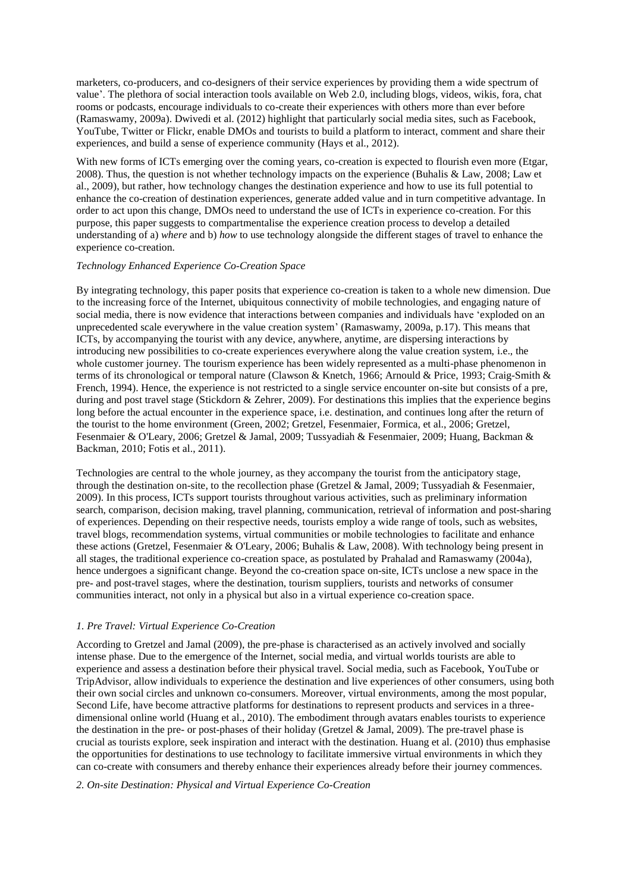marketers, co-producers, and co-designers of their service experiences by providing them a wide spectrum of value'. The plethora of social interaction tools available on Web 2.0, including blogs, videos, wikis, fora, chat rooms or podcasts, encourage individuals to co-create their experiences with others more than ever before (Ramaswamy, 2009a). Dwivedi et al. (2012) highlight that particularly social media sites, such as Facebook, YouTube, Twitter or Flickr, enable DMOs and tourists to build a platform to interact, comment and share their experiences, and build a sense of experience community (Hays et al., 2012).

With new forms of ICTs emerging over the coming years, co-creation is expected to flourish even more (Etgar, 2008). Thus, the question is not whether technology impacts on the experience (Buhalis & Law, 2008; Law et al., 2009), but rather, how technology changes the destination experience and how to use its full potential to enhance the co-creation of destination experiences, generate added value and in turn competitive advantage. In order to act upon this change, DMOs need to understand the use of ICTs in experience co-creation. For this purpose, this paper suggests to compartmentalise the experience creation process to develop a detailed understanding of a) *where* and b) *how* to use technology alongside the different stages of travel to enhance the experience co-creation.

*Technology Enhanced Experience Co-Creation Space*

By integrating technology, this paper posits that experience co-creation is taken to a whole new dimension. Due to the increasing force of the Internet, ubiquitous connectivity of mobile technologies, and engaging nature of social media, there is now evidence that interactions between companies and individuals have 'exploded on an unprecedented scale everywhere in the value creation system' (Ramaswamy, 2009a, p.17). This means that ICTs, by accompanying the tourist with any device, anywhere, anytime, are dispersing interactions by introducing new possibilities to co-create experiences everywhere along the value creation system, i.e., the whole customer journey. The tourism experience has been widely represented as a multi-phase phenomenon in terms of its chronological or temporal nature (Clawson & Knetch, 1966; Arnould & Price, 1993; Craig-Smith & French, 1994). Hence, the experience is not restricted to a single service encounter on-site but consists of a pre, during and post travel stage (Stickdorn & Zehrer, 2009). For destinations this implies that the experience begins long before the actual encounter in the experience space, i.e. destination, and continues long after the return of the tourist to the home environment (Green, 2002; Gretzel, Fesenmaier, Formica, et al., 2006; Gretzel, Fesenmaier & O'Leary, 2006; Gretzel & Jamal, 2009; Tussyadiah & Fesenmaier, 2009; Huang, Backman & Backman, 2010; Fotis et al., 2011).

Technologies are central to the whole journey, as they accompany the tourist from the anticipatory stage, through the destination on-site, to the recollection phase (Gretzel & Jamal, 2009; Tussyadiah & Fesenmaier, 2009). In this process, ICTs support tourists throughout various activities, such as preliminary information search, comparison, decision making, travel planning, communication, retrieval of information and post-sharing of experiences. Depending on their respective needs, tourists employ a wide range of tools, such as websites, travel blogs, recommendation systems, virtual communities or mobile technologies to facilitate and enhance these actions (Gretzel, Fesenmaier & O'Leary, 2006; Buhalis & Law, 2008). With technology being present in all stages, the traditional experience co-creation space, as postulated by Prahalad and Ramaswamy (2004a), hence undergoes a significant change. Beyond the co-creation space on-site, ICTs unclose a new space in the pre- and post-travel stages, where the destination, tourism suppliers, tourists and networks of consumer communities interact, not only in a physical but also in a virtual experience co-creation space.

*1. Pre Travel: Virtual Experience Co-Creation*

According to Gretzel and Jamal (2009), the pre-phase is characterised as an actively involved and socially intense phase. Due to the emergence of the Internet, social media, and virtual worlds tourists are able to experience and assess a destination before their physical travel. Social media, such as Facebook, YouTube or TripAdvisor, allow individuals to experience the destination and live experiences of other consumers, using both their own social circles and unknown co-consumers. Moreover, virtual environments, among the most popular, Second Life, have become attractive platforms for destinations to represent products and services in a three-dimensional online world (Huang et al., 2010). The embodiment through avatars enables tourists to experience the destination in the pre- or post-phases of their holiday (Gretzel & Jamal, 2009). The pre-travel phase is crucial as tourists explore, seek inspiration and interact with the destination. Huang et al. (2010) thus emphasise the opportunities for destinations to use technology to facilitate immersive virtual environments in which they can co-create with consumers and thereby enhance their experiences already before their journey commences.

*2. On-site Destination: Physical and Virtual Experience Co-Creation*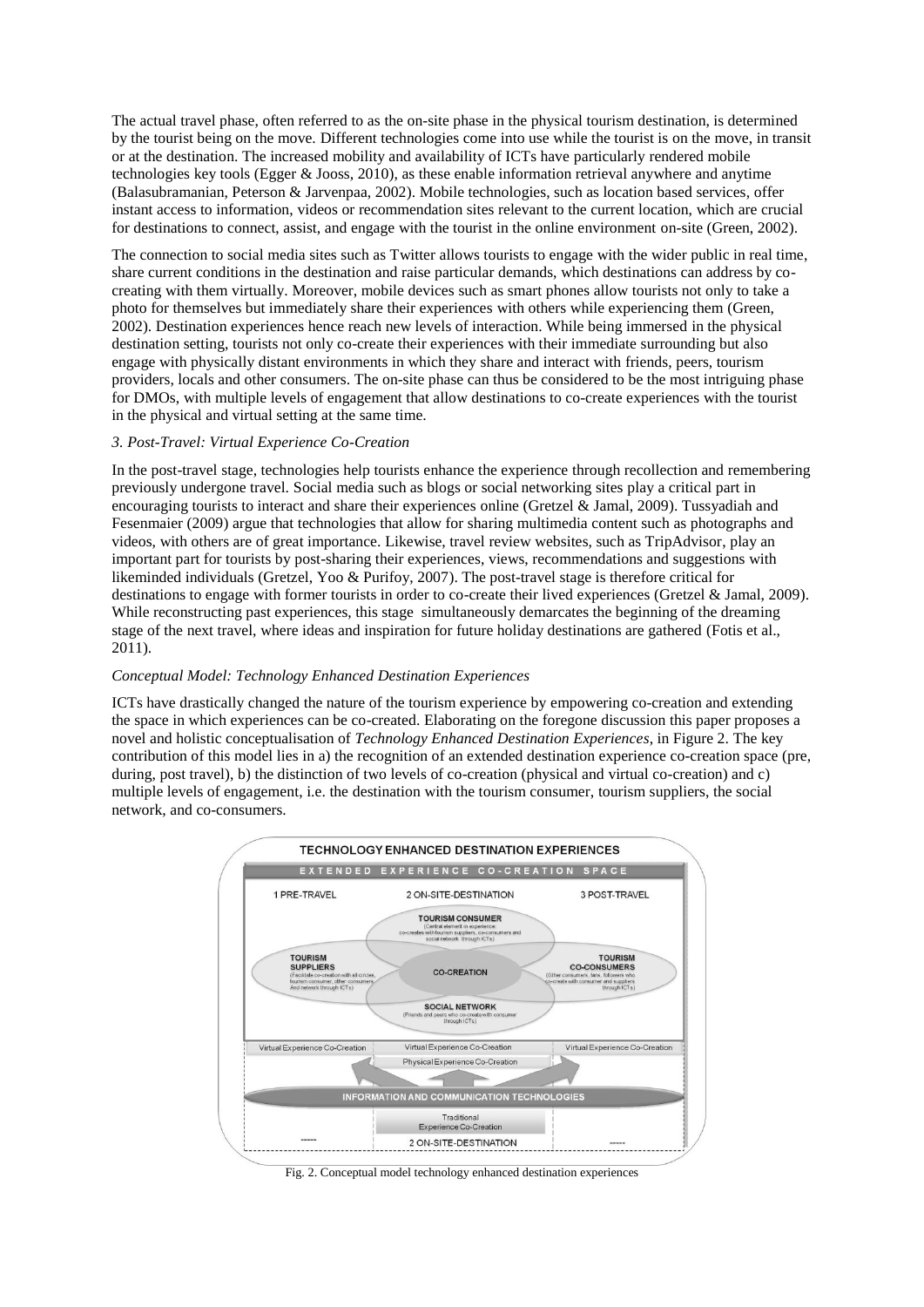The actual travel phase, often referred to as the on-site phase in the physical tourism destination, is determined by the tourist being on the move. Different technologies come into use while the tourist is on the move, in transit or at the destination. The increased mobility and availability of ICTs have particularly rendered mobile technologies key tools (Egger & Jooss, 2010), as these enable information retrieval anywhere and anytime (Balasubramanian, Peterson & Jarvenpaa, 2002). Mobile technologies, such as location based services, offer instant access to information, videos or recommendation sites relevant to the current location, which are crucial for destinations to connect, assist, and engage with the tourist in the online environment on-site (Green, 2002).

The connection to social media sites such as Twitter allows tourists to engage with the wider public in real time, share current conditions in the destination and raise particular demands, which destinations can address by co-creating with them virtually. Moreover, mobile devices such as smart phones allow tourists not only to take a photo for themselves but immediately share their experiences with others while experiencing them (Green, 2002). Destination experiences hence reach new levels of interaction. While being immersed in the physical destination setting, tourists not only co-create their experiences with their immediate surrounding but also engage with physically distant environments in which they share and interact with friends, peers, tourism providers, locals and other consumers. The on-site phase can thus be considered to be the most intriguing phase for DMOs, with multiple levels of engagement that allow destinations to co-create experiences with the tourist in the physical and virtual setting at the same time.

*3. Post-Travel: Virtual Experience Co-Creation*

In the post-travel stage, technologies help tourists enhance the experience through recollection and remembering previously undergone travel. Social media such as blogs or social networking sites play a critical part in encouraging tourists to interact and share their experiences online (Gretzel & Jamal, 2009). Tussyadiah and Fesenmaier (2009) argue that technologies that allow for sharing multimedia content such as photographs and videos, with others are of great importance. Likewise, travel review websites, such as TripAdvisor, play an important part for tourists by post-sharing their experiences, views, recommendations and suggestions with likeminded individuals (Gretzel, Yoo & Purifoy, 2007). The post-travel stage is therefore critical for destinations to engage with former tourists in order to co-create their lived experiences (Gretzel & Jamal, 2009). While reconstructing past experiences, this stage simultaneously demarcates the beginning of the dreaming stage of the next travel, where ideas and inspiration for future holiday destinations are gathered (Fotis et al., 2011).

*Conceptual Model: Technology Enhanced Destination Experiences*

ICTs have drastically changed the nature of the tourism experience by empowering co-creation and extending the space in which experiences can be co-created. Elaborating on the foregone discussion this paper proposes a novel and holistic conceptualisation of *Technology Enhanced Destination Experiences*, in Figure 2. The key contribution of this model lies in a) the recognition of an extended destination experience co-creation space (pre, during, post travel), b) the distinction of two levels of co-creation (physical and virtual co-creation) and c) multiple levels of engagement, i.e. the destination with the tourism consumer, tourism suppliers, the social network, and co-consumers.

Fig. 2. Conceptual model technology enhanced destination experiences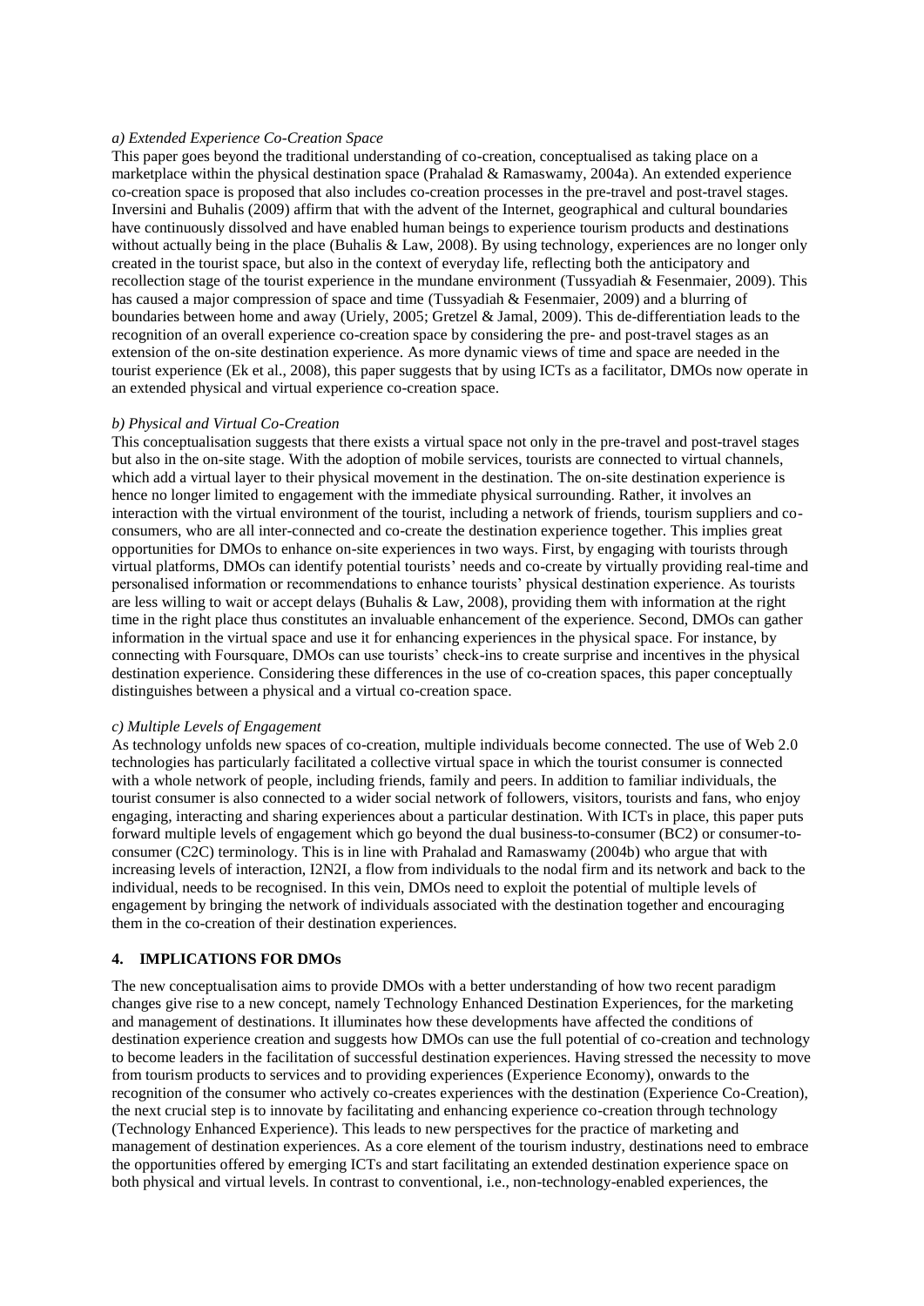*a) Extended Experience Co-Creation Space*

This paper goes beyond the traditional understanding of co-creation, conceptualised as taking place on a marketplace within the physical destination space (Prahalad & Ramaswamy, 2004a). An extended experience co-creation space is proposed that also includes co-creation processes in the pre-travel and post-travel stages. Inversini and Buhalis (2009) affirm that with the advent of the Internet, geographical and cultural boundaries have continuously dissolved and have enabled human beings to experience tourism products and destinations without actually being in the place (Buhalis & Law, 2008). By using technology, experiences are no longer only created in the tourist space, but also in the context of everyday life, reflecting both the anticipatory and recollection stage of the tourist experience in the mundane environment (Tussyadiah & Fesenmaier, 2009). This has caused a major compression of space and time (Tussyadiah & Fesenmaier, 2009) and a blurring of boundaries between home and away (Uriely, 2005; Gretzel & Jamal, 2009). This de-differentiation leads to the recognition of an overall experience co-creation space by considering the pre- and post-travel stages as an extension of the on-site destination experience. As more dynamic views of time and space are needed in the tourist experience (Ek et al., 2008), this paper suggests that by using ICTs as a facilitator, DMOs now operate in an extended physical and virtual experience co-creation space.

*b) Physical and Virtual Co-Creation*

This conceptualisation suggests that there exists a virtual space not only in the pre-travel and post-travel stages but also in the on-site stage. With the adoption of mobile services, tourists are connected to virtual channels, which add a virtual layer to their physical movement in the destination. The on-site destination experience is hence no longer limited to engagement with the immediate physical surrounding. Rather, it involves an interaction with the virtual environment of the tourist, including a network of friends, tourism suppliers and co-consumers, who are all inter-connected and co-create the destination experience together. This implies great opportunities for DMOs to enhance on-site experiences in two ways. First, by engaging with tourists through virtual platforms, DMOs can identify potential tourists' needs and co-create by virtually providing real-time and personalised information or recommendations to enhance tourists' physical destination experience. As tourists are less willing to wait or accept delays (Buhalis & Law, 2008), providing them with information at the right time in the right place thus constitutes an invaluable enhancement of the experience. Second, DMOs can gather information in the virtual space and use it for enhancing experiences in the physical space. For instance, by connecting with Foursquare, DMOs can use tourists' check-ins to create surprise and incentives in the physical destination experience. Considering these differences in the use of co-creation spaces, this paper conceptually distinguishes between a physical and a virtual co-creation space.

*c) Multiple Levels of Engagement*

As technology unfolds new spaces of co-creation, multiple individuals become connected. The use of Web 2.0 technologies has particularly facilitated a collective virtual space in which the tourist consumer is connected with a whole network of people, including friends, family and peers. In addition to familiar individuals, the tourist consumer is also connected to a wider social network of followers, visitors, tourists and fans, who enjoy engaging, interacting and sharing experiences about a particular destination. With ICTs in place, this paper puts forward multiple levels of engagement which go beyond the dual business-to-consumer (BC2) or consumer-to-consumer (C2C) terminology. This is in line with Prahalad and Ramaswamy (2004b) who argue that with increasing levels of interaction, I2N2I, a flow from individuals to the nodal firm and its network and back to the individual, needs to be recognised. In this vein, DMOs need to exploit the potential of multiple levels of engagement by bringing the network of individuals associated with the destination together and encouraging them in the co-creation of their destination experiences.

## 4. IMPLICATIONS FOR DMOs

The new conceptualisation aims to provide DMOs with a better understanding of how two recent paradigm changes give rise to a new concept, namely Technology Enhanced Destination Experiences, for the marketing and management of destinations. It illuminates how these developments have affected the conditions of destination experience creation and suggests how DMOs can use the full potential of co-creation and technology to become leaders in the facilitation of successful destination experiences. Having stressed the necessity to move from tourism products to services and to providing experiences (Experience Economy), onwards to the recognition of the consumer who actively co-creates experiences with the destination (Experience Co-Creation), the next crucial step is to innovate by facilitating and enhancing experience co-creation through technology (Technology Enhanced Experience). This leads to new perspectives for the practice of marketing and management of destination experiences. As a core element of the tourism industry, destinations need to embrace the opportunities offered by emerging ICTs and start facilitating an extended destination experience space on both physical and virtual levels. In contrast to conventional, i.e., non-technology-enabled experiences, the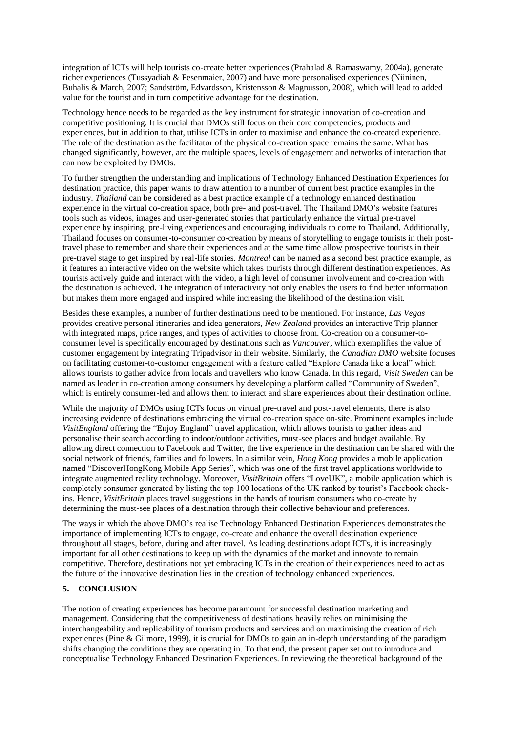integration of ICTs will help tourists co-create better experiences (Prahalad & Ramaswamy, 2004a), generate richer experiences (Tussyadiah & Fesenmaier, 2007) and have more personalised experiences (Niininen, Buhalis & March, 2007; Sandström, Edvardsson, Kristensson & Magnusson, 2008), which will lead to added value for the tourist and in turn competitive advantage for the destination.

Technology hence needs to be regarded as the key instrument for strategic innovation of co-creation and competitive positioning. It is crucial that DMOs still focus on their core competencies, products and experiences, but in addition to that, utilise ICTs in order to maximise and enhance the co-created experience. The role of the destination as the facilitator of the physical co-creation space remains the same. What has changed significantly, however, are the multiple spaces, levels of engagement and networks of interaction that can now be exploited by DMOs.

To further strengthen the understanding and implications of Technology Enhanced Destination Experiences for destination practice, this paper wants to draw attention to a number of current best practice examples in the industry. *Thailand* can be considered as a best practice example of a technology enhanced destination experience in the virtual co-creation space, both pre- and post-travel. The Thailand DMO's website features tools such as videos, images and user-generated stories that particularly enhance the virtual pre-travel experience by inspiring, pre-living experiences and encouraging individuals to come to Thailand. Additionally, Thailand focuses on consumer-to-consumer co-creation by means of storytelling to engage tourists in their post-travel phase to remember and share their experiences and at the same time allow prospective tourists in their pre-travel stage to get inspired by real-life stories. *Montreal* can be named as a second best practice example, as it features an interactive video on the website which takes tourists through different destination experiences. As tourists actively guide and interact with the video, a high level of consumer involvement and co-creation with the destination is achieved. The integration of interactivity not only enables the users to find better information but makes them more engaged and inspired while increasing the likelihood of the destination visit.

Besides these examples, a number of further destinations need to be mentioned. For instance, *Las Vegas* provides creative personal itineraries and idea generators, *New Zealand* provides an interactive Trip planner with integrated maps, price ranges, and types of activities to choose from. Co-creation on a consumer-to-consumer level is specifically encouraged by destinations such as *Vancouver*, which exemplifies the value of customer engagement by integrating Tripadvisor in their website. Similarly, the *Canadian DMO* website focuses on facilitating customer-to-customer engagement with a feature called "Explore Canada like a local" which allows tourists to gather advice from locals and travellers who know Canada. In this regard, *Visit Sweden* can be named as leader in co-creation among consumers by developing a platform called "Community of Sweden", which is entirely consumer-led and allows them to interact and share experiences about their destination online.

While the majority of DMOs using ICTs focus on virtual pre-travel and post-travel elements, there is also increasing evidence of destinations embracing the virtual co-creation space on-site. Prominent examples include *VisitEngland* offering the "Enjoy England" travel application, which allows tourists to gather ideas and personalise their search according to indoor/outdoor activities, must-see places and budget available. By allowing direct connection to Facebook and Twitter, the live experience in the destination can be shared with the social network of friends, families and followers. In a similar vein, *Hong Kong* provides a mobile application named "DiscoverHongKong Mobile App Series", which was one of the first travel applications worldwide to integrate augmented reality technology. Moreover, *VisitBritain* offers "LoveUK", a mobile application which is completely consumer generated by listing the top 100 locations of the UK ranked by tourist's Facebook check-ins. Hence, *VisitBritain* places travel suggestions in the hands of tourism consumers who co-create by determining the must-see places of a destination through their collective behaviour and preferences.

The ways in which the above DMO's realise Technology Enhanced Destination Experiences demonstrates the importance of implementing ICTs to engage, co-create and enhance the overall destination experience throughout all stages, before, during and after travel. As leading destinations adopt ICTs, it is increasingly important for all other destinations to keep up with the dynamics of the market and innovate to remain competitive. Therefore, destinations not yet embracing ICTs in the creation of their experiences need to act as the future of the innovative destination lies in the creation of technology enhanced experiences.

## 5. CONCLUSION

The notion of creating experiences has become paramount for successful destination marketing and management. Considering that the competitiveness of destinations heavily relies on minimising the interchangeability and replicability of tourism products and services and on maximising the creation of rich experiences (Pine & Gilmore, 1999), it is crucial for DMOs to gain an in-depth understanding of the paradigm shifts changing the conditions they are operating in. To that end, the present paper set out to introduce and conceptualise Technology Enhanced Destination Experiences. In reviewing the theoretical background of the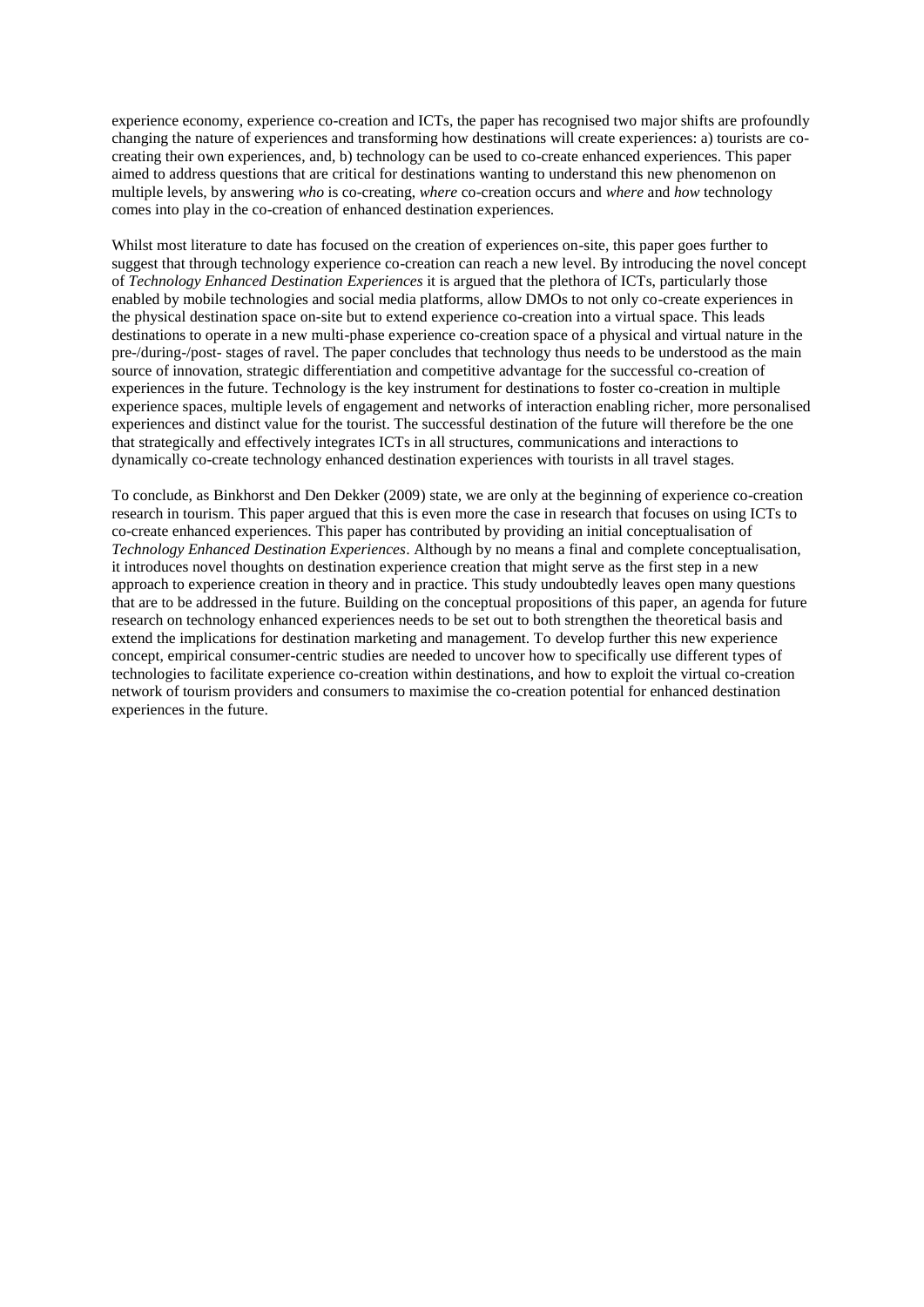experience economy, experience co-creation and ICTs, the paper has recognised two major shifts are profoundly changing the nature of experiences and transforming how destinations will create experiences: a) tourists are co-creating their own experiences, and, b) technology can be used to co-create enhanced experiences. This paper aimed to address questions that are critical for destinations wanting to understand this new phenomenon on multiple levels, by answering *who* is co-creating, *where* co-creation occurs and *where* and *how* technology comes into play in the co-creation of enhanced destination experiences.

Whilst most literature to date has focused on the creation of experiences on-site, this paper goes further to suggest that through technology experience co-creation can reach a new level. By introducing the novel concept of *Technology Enhanced Destination Experiences* it is argued that the plethora of ICTs, particularly those enabled by mobile technologies and social media platforms, allow DMOs to not only co-create experiences in the physical destination space on-site but to extend experience co-creation into a virtual space. This leads destinations to operate in a new multi-phase experience co-creation space of a physical and virtual nature in the pre-/during-/post- stages of ravel. The paper concludes that technology thus needs to be understood as the main source of innovation, strategic differentiation and competitive advantage for the successful co-creation of experiences in the future. Technology is the key instrument for destinations to foster co-creation in multiple experience spaces, multiple levels of engagement and networks of interaction enabling richer, more personalised experiences and distinct value for the tourist. The successful destination of the future will therefore be the one that strategically and effectively integrates ICTs in all structures, communications and interactions to dynamically co-create technology enhanced destination experiences with tourists in all travel stages.

To conclude, as Binkhorst and Den Dekker (2009) state, we are only at the beginning of experience co-creation research in tourism. This paper argued that this is even more the case in research that focuses on using ICTs to co-create enhanced experiences. This paper has contributed by providing an initial conceptualisation of *Technology Enhanced Destination Experiences*. Although by no means a final and complete conceptualisation, it introduces novel thoughts on destination experience creation that might serve as the first step in a new approach to experience creation in theory and in practice. This study undoubtedly leaves open many questions that are to be addressed in the future. Building on the conceptual propositions of this paper, an agenda for future research on technology enhanced experiences needs to be set out to both strengthen the theoretical basis and extend the implications for destination marketing and management. To develop further this new experience concept, empirical consumer-centric studies are needed to uncover how to specifically use different types of technologies to facilitate experience co-creation within destinations, and how to exploit the virtual co-creation network of tourism providers and consumers to maximise the co-creation potential for enhanced destination experiences in the future.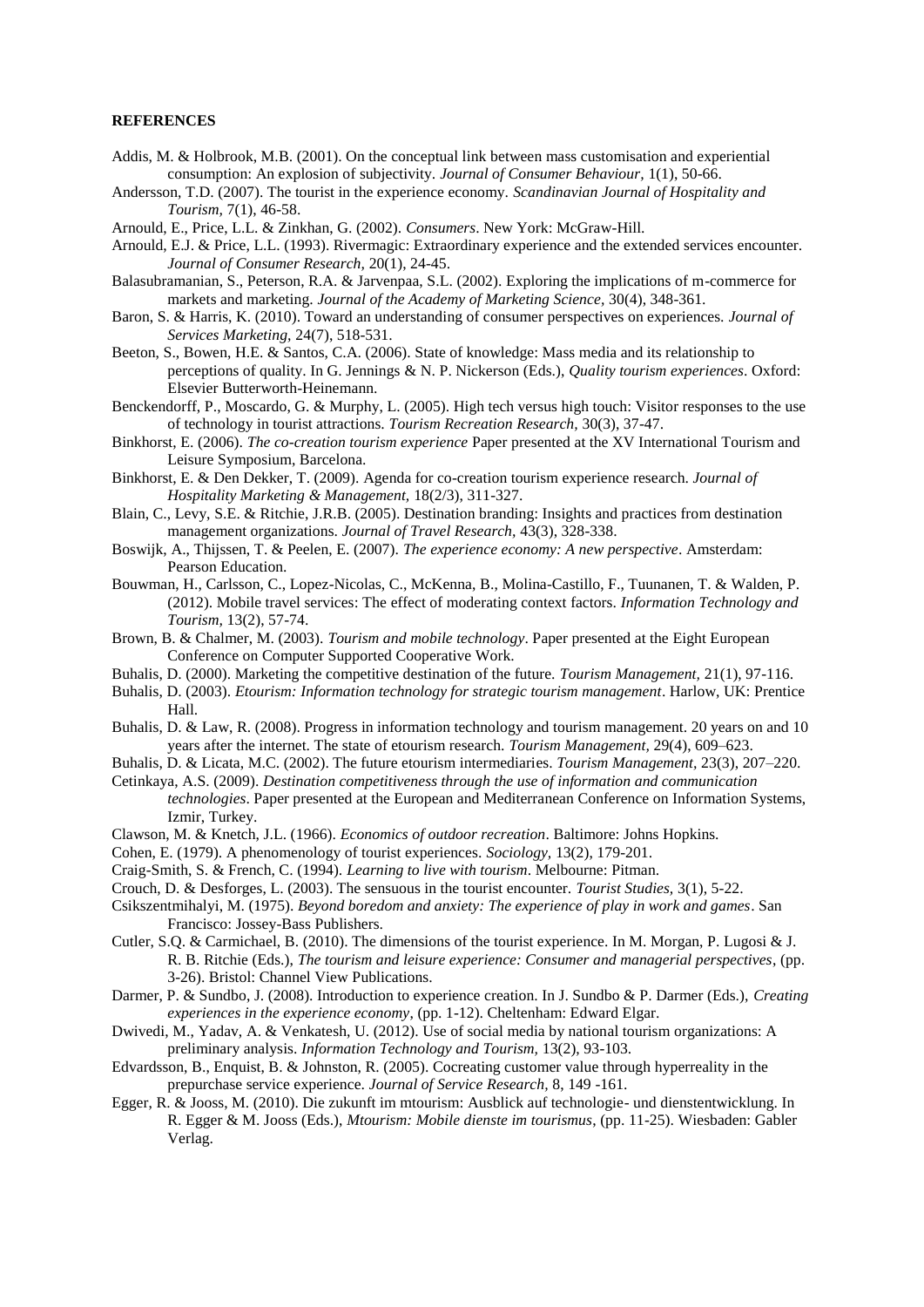**REFERENCES**

Addis, M. & Holbrook, M.B. (2001). On the conceptual link between mass customisation and experiential consumption: An explosion of subjectivity. *Journal of Consumer Behaviour,* 1(1), 50-66.

Andersson, T.D. (2007). The tourist in the experience economy. *Scandinavian Journal of Hospitality and Tourism,* 7(1), 46-58.

Arnould, E., Price, L.L. & Zinkhan, G. (2002). *Consumers*. New York: McGraw-Hill.

Arnould, E.J. & Price, L.L. (1993). Rivermagic: Extraordinary experience and the extended services encounter. *Journal of Consumer Research,* 20(1), 24-45.

Balasubramanian, S., Peterson, R.A. & Jarvenpaa, S.L. (2002). Exploring the implications of m-commerce for markets and marketing. *Journal of the Academy of Marketing Science,* 30(4), 348-361.

Baron, S. & Harris, K. (2010). Toward an understanding of consumer perspectives on experiences. *Journal of Services Marketing,* 24(7), 518-531.

Beeton, S., Bowen, H.E. & Santos, C.A. (2006). State of knowledge: Mass media and its relationship to perceptions of quality. In G. Jennings & N. P. Nickerson (Eds.), *Quality tourism experiences*. Oxford: Elsevier Butterworth-Heinemann.

Benckendorff, P., Moscardo, G. & Murphy, L. (2005). High tech versus high touch: Visitor responses to the use of technology in tourist attractions. *Tourism Recreation Research,* 30(3), 37-47.

Binkhorst, E. (2006). *The co-creation tourism experience* Paper presented at the XV International Tourism and Leisure Symposium, Barcelona.

Binkhorst, E. & Den Dekker, T. (2009). Agenda for co-creation tourism experience research. *Journal of Hospitality Marketing & Management,* 18(2/3), 311-327.

Blain, C., Levy, S.E. & Ritchie, J.R.B. (2005). Destination branding: Insights and practices from destination management organizations. *Journal of Travel Research,* 43(3), 328-338.

Boswijk, A., Thijssen, T. & Peelen, E. (2007). *The experience economy: A new perspective*. Amsterdam: Pearson Education.

Bouwman, H., Carlsson, C., Lopez-Nicolas, C., McKenna, B., Molina-Castillo, F., Tuunanen, T. & Walden, P. (2012). Mobile travel services: The effect of moderating context factors. *Information Technology and Tourism,* 13(2), 57-74.

Brown, B. & Chalmer, M. (2003). *Tourism and mobile technology*. Paper presented at the Eight European Conference on Computer Supported Cooperative Work.

Buhalis, D. (2000). Marketing the competitive destination of the future. *Tourism Management,* 21(1), 97-116.

Buhalis, D. (2003). *Etourism: Information technology for strategic tourism management*. Harlow, UK: Prentice Hall.

Buhalis, D. & Law, R. (2008). Progress in information technology and tourism management. 20 years on and 10 years after the internet. The state of etourism research. *Tourism Management,* 29(4), 609–623.

Buhalis, D. & Licata, M.C. (2002). The future etourism intermediaries. *Tourism Management,* 23(3), 207–220.

Cetinkaya, A.S. (2009). *Destination competitiveness through the use of information and communication technologies*. Paper presented at the European and Mediterranean Conference on Information Systems, Izmir, Turkey.

Clawson, M. & Knetch, J.L. (1966). *Economics of outdoor recreation*. Baltimore: Johns Hopkins.

Cohen, E. (1979). A phenomenology of tourist experiences. *Sociology,* 13(2), 179-201.

Craig-Smith, S. & French, C. (1994). *Learning to live with tourism*. Melbourne: Pitman.

Crouch, D. & Desforges, L. (2003). The sensuous in the tourist encounter. *Tourist Studies,* 3(1), 5-22.

Csikszentmihalyi, M. (1975). *Beyond boredom and anxiety: The experience of play in work and games*. San Francisco: Jossey-Bass Publishers.

Cutler, S.Q. & Carmichael, B. (2010). The dimensions of the tourist experience. In M. Morgan, P. Lugosi & J. R. B. Ritchie (Eds.), *The tourism and leisure experience: Consumer and managerial perspectives*, (pp. 3-26). Bristol: Channel View Publications.

Darmer, P. & Sundbo, J. (2008). Introduction to experience creation. In J. Sundbo & P. Darmer (Eds.), *Creating experiences in the experience economy*, (pp. 1-12). Cheltenham: Edward Elgar.

Dwivedi, M., Yadav, A. & Venkatesh, U. (2012). Use of social media by national tourism organizations: A preliminary analysis. *Information Technology and Tourism,* 13(2), 93-103.

Edvardsson, B., Enquist, B. & Johnston, R. (2005). Cocreating customer value through hyperreality in the prepurchase service experience. *Journal of Service Research,* 8, 149 -161.

Egger, R. & Jooss, M. (2010). Die zukunft im mtourism: Ausblick auf technologie- und dienstentwicklung. In R. Egger & M. Jooss (Eds.), *Mtourism: Mobile dienste im tourismus*, (pp. 11-25). Wiesbaden: Gabler Verlag.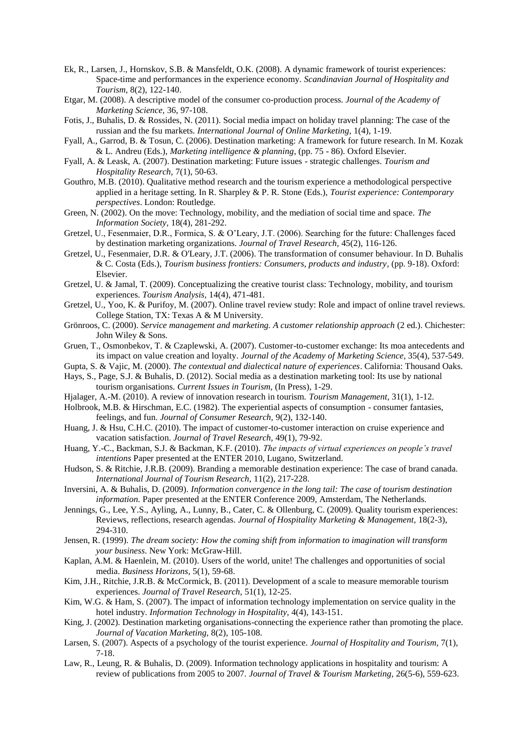Ek, R., Larsen, J., Hornskov, S.B. & Mansfeldt, O.K. (2008). A dynamic framework of tourist experiences: Space-time and performances in the experience economy. *Scandinavian Journal of Hospitality and Tourism,* 8(2), 122-140.

Etgar, M. (2008). A descriptive model of the consumer co-production process. *Journal of the Academy of Marketing Science,* 36, 97-108.

Fotis, J., Buhalis, D. & Rossides, N. (2011). Social media impact on holiday travel planning: The case of the russian and the fsu markets. *International Journal of Online Marketing,* 1(4), 1-19.

Fyall, A., Garrod, B. & Tosun, C. (2006). Destination marketing: A framework for future research. In M. Kozak & L. Andreu (Eds.), *Marketing intelligence & planning*, (pp. 75 - 86). Oxford Elsevier.

Fyall, A. & Leask, A. (2007). Destination marketing: Future issues - strategic challenges. *Tourism and Hospitality Research,* 7(1), 50-63.

Gouthro, M.B. (2010). Qualitative method research and the tourism experience a methodological perspective applied in a heritage setting. In R. Sharpley & P. R. Stone (Eds.), *Tourist experience: Contemporary perspectives*. London: Routledge.

Green, N. (2002). On the move: Technology, mobility, and the mediation of social time and space. *The Information Society,* 18(4), 281-292.

Gretzel, U., Fesenmaier, D.R., Formica, S. & O'Leary, J.T. (2006). Searching for the future: Challenges faced by destination marketing organizations. *Journal of Travel Research,* 45(2), 116-126.

Gretzel, U., Fesenmaier, D.R. & O'Leary, J.T. (2006). The transformation of consumer behaviour. In D. Buhalis & C. Costa (Eds.), *Tourism business frontiers: Consumers, products and industry*, (pp. 9-18). Oxford: Elsevier.

Gretzel, U. & Jamal, T. (2009). Conceptualizing the creative tourist class: Technology, mobility, and tourism experiences. *Tourism Analysis,* 14(4), 471-481.

Gretzel, U., Yoo, K. & Purifoy, M. (2007). Online travel review study: Role and impact of online travel reviews. College Station, TX: Texas A & M University.

Grönroos, C. (2000). *Service management and marketing. A customer relationship approach* (2 ed.). Chichester: John Wiley & Sons.

Gruen, T., Osmonbekov, T. & Czaplewski, A. (2007). Customer-to-customer exchange: Its moa antecedents and its impact on value creation and loyalty. *Journal of the Academy of Marketing Science,* 35(4), 537-549.

Gupta, S. & Vajic, M. (2000). *The contextual and dialectical nature of experiences*. California: Thousand Oaks.

Hays, S., Page, S.J. & Buhalis, D. (2012). Social media as a destination marketing tool: Its use by national tourism organisations. *Current Issues in Tourism,* (In Press), 1-29.

Hjalager, A.-M. (2010). A review of innovation research in tourism. *Tourism Management,* 31(1), 1-12.

Holbrook, M.B. & Hirschman, E.C. (1982). The experiential aspects of consumption - consumer fantasies, feelings, and fun. *Journal of Consumer Research,* 9(2), 132-140.

Huang, J. & Hsu, C.H.C. (2010). The impact of customer-to-customer interaction on cruise experience and vacation satisfaction. *Journal of Travel Research,* 49(1), 79-92.

Huang, Y.-C., Backman, S.J. & Backman, K.F. (2010). *The impacts of virtual experiences on people's travel intentions* Paper presented at the ENTER 2010, Lugano, Switzerland.

Hudson, S. & Ritchie, J.R.B. (2009). Branding a memorable destination experience: The case of brand canada. *International Journal of Tourism Research,* 11(2), 217-228.

Inversini, A. & Buhalis, D. (2009). *Information convergence in the long tail: The case of tourism destination information.* Paper presented at the ENTER Conference 2009, Amsterdam, The Netherlands.

Jennings, G., Lee, Y.S., Ayling, A., Lunny, B., Cater, C. & Ollenburg, C. (2009). Quality tourism experiences: Reviews, reflections, research agendas. *Journal of Hospitality Marketing & Management,* 18(2-3), 294-310.

Jensen, R. (1999). *The dream society: How the coming shift from information to imagination will transform your business*. New York: McGraw-Hill.

Kaplan, A.M. & Haenlein, M. (2010). Users of the world, unite! The challenges and opportunities of social media. *Business Horizons,* 5(1), 59-68.

Kim, J.H., Ritchie, J.R.B. & McCormick, B. (2011). Development of a scale to measure memorable tourism experiences. *Journal of Travel Research,* 51(1), 12-25.

Kim, W.G. & Ham, S. (2007). The impact of information technology implementation on service quality in the hotel industry. *Information Technology in Hospitality,* 4(4), 143-151.

King, J. (2002). Destination marketing organisations-connecting the experience rather than promoting the place. *Journal of Vacation Marketing,* 8(2), 105-108.

Larsen, S. (2007). Aspects of a psychology of the tourist experience. *Journal of Hospitality and Tourism,* 7(1), 7-18.

Law, R., Leung, R. & Buhalis, D. (2009). Information technology applications in hospitality and tourism: A review of publications from 2005 to 2007. *Journal of Travel & Tourism Marketing,* 26(5-6), 559-623.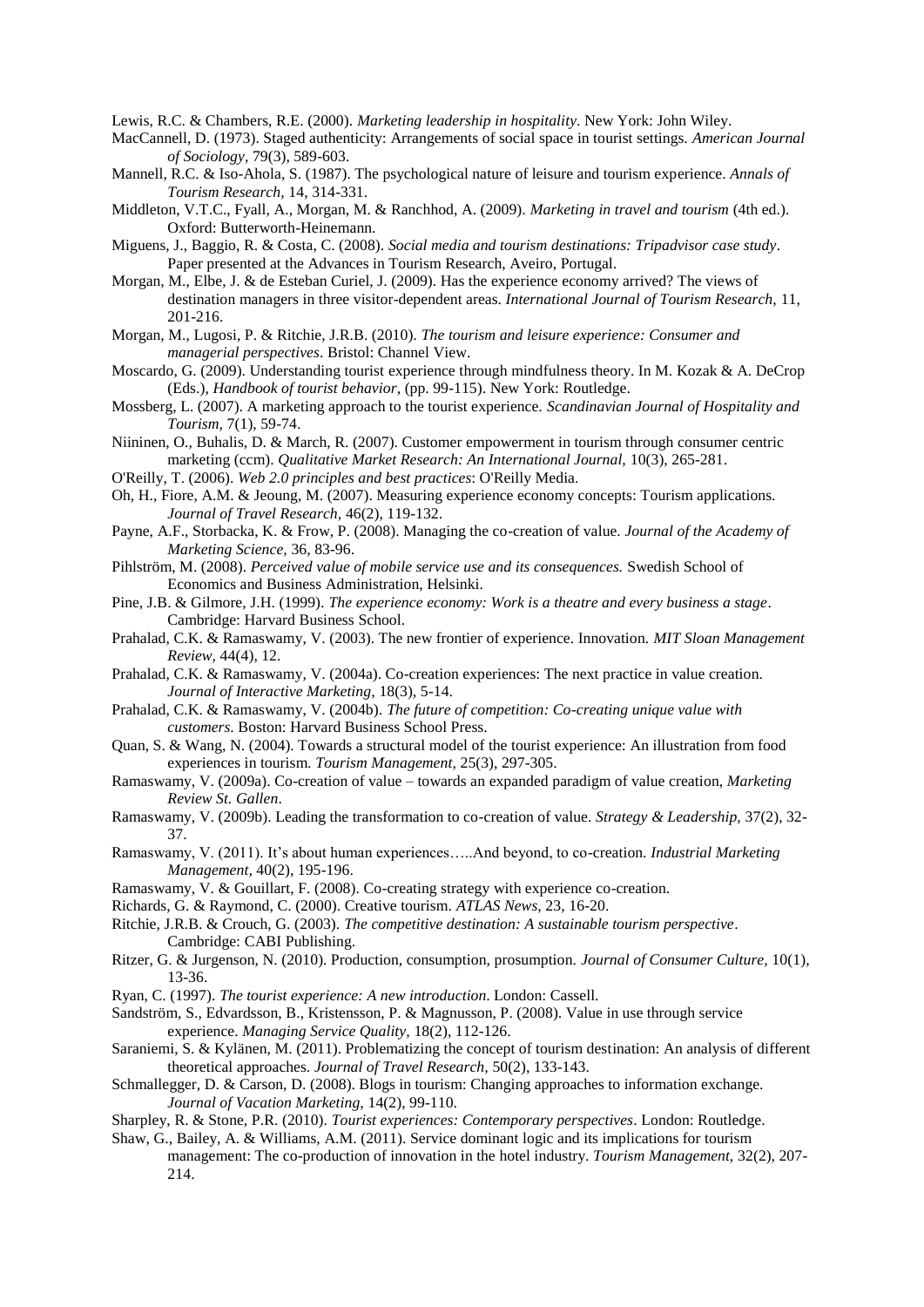Lewis, R.C. & Chambers, R.E. (2000). *Marketing leadership in hospitality*. New York: John Wiley.

MacCannell, D. (1973). Staged authenticity: Arrangements of social space in tourist settings. *American Journal of Sociology,* 79(3), 589-603.

Mannell, R.C. & Iso-Ahola, S. (1987). The psychological nature of leisure and tourism experience. *Annals of Tourism Research,* 14, 314-331.

Middleton, V.T.C., Fyall, A., Morgan, M. & Ranchhod, A. (2009). *Marketing in travel and tourism* (4th ed.). Oxford: Butterworth-Heinemann.

Miguens, J., Baggio, R. & Costa, C. (2008). *Social media and tourism destinations: Tripadvisor case study*. Paper presented at the Advances in Tourism Research, Aveiro, Portugal.

Morgan, M., Elbe, J. & de Esteban Curiel, J. (2009). Has the experience economy arrived? The views of destination managers in three visitor-dependent areas. *International Journal of Tourism Research,* 11, 201-216.

Morgan, M., Lugosi, P. & Ritchie, J.R.B. (2010). *The tourism and leisure experience: Consumer and managerial perspectives*. Bristol: Channel View.

Moscardo, G. (2009). Understanding tourist experience through mindfulness theory. In M. Kozak & A. DeCrop (Eds.), *Handbook of tourist behavior*, (pp. 99-115). New York: Routledge.

Mossberg, L. (2007). A marketing approach to the tourist experience. *Scandinavian Journal of Hospitality and Tourism,* 7(1), 59-74.

Niininen, O., Buhalis, D. & March, R. (2007). Customer empowerment in tourism through consumer centric marketing (ccm). *Qualitative Market Research: An International Journal,* 10(3), 265-281.

O'Reilly, T. (2006). *Web 2.0 principles and best practices*: O'Reilly Media.

Oh, H., Fiore, A.M. & Jeoung, M. (2007). Measuring experience economy concepts: Tourism applications. *Journal of Travel Research,* 46(2), 119-132.

Payne, A.F., Storbacka, K. & Frow, P. (2008). Managing the co-creation of value. *Journal of the Academy of Marketing Science,* 36, 83-96.

Pihlström, M. (2008). *Perceived value of mobile service use and its consequences.* Swedish School of Economics and Business Administration, Helsinki.

Pine, J.B. & Gilmore, J.H. (1999). *The experience economy: Work is a theatre and every business a stage*. Cambridge: Harvard Business School.

Prahalad, C.K. & Ramaswamy, V. (2003). The new frontier of experience. Innovation. *MIT Sloan Management Review,* 44(4), 12.

Prahalad, C.K. & Ramaswamy, V. (2004a). Co-creation experiences: The next practice in value creation. *Journal of Interactive Marketing,* 18(3), 5-14.

Prahalad, C.K. & Ramaswamy, V. (2004b). *The future of competition: Co-creating unique value with customers.* Boston: Harvard Business School Press.

Quan, S. & Wang, N. (2004). Towards a structural model of the tourist experience: An illustration from food experiences in tourism. *Tourism Management,* 25(3), 297-305.

Ramaswamy, V. (2009a). Co-creation of value – towards an expanded paradigm of value creation, *Marketing Review St. Gallen*.

Ramaswamy, V. (2009b). Leading the transformation to co-creation of value. *Strategy & Leadership,* 37(2), 32-37.

Ramaswamy, V. (2011). It's about human experiences…..And beyond, to co-creation. *Industrial Marketing Management,* 40(2), 195-196.

Ramaswamy, V. & Gouillart, F. (2008). Co-creating strategy with experience co-creation.

Richards, G. & Raymond, C. (2000). Creative tourism. *ATLAS News,* 23, 16-20.

Ritchie, J.R.B. & Crouch, G. (2003). *The competitive destination: A sustainable tourism perspective*. Cambridge: CABI Publishing.

Ritzer, G. & Jurgenson, N. (2010). Production, consumption, prosumption. *Journal of Consumer Culture,* 10(1), 13-36.

Ryan, C. (1997). *The tourist experience: A new introduction*. London: Cassell.

Sandström, S., Edvardsson, B., Kristensson, P. & Magnusson, P. (2008). Value in use through service experience. *Managing Service Quality,* 18(2), 112-126.

Saraniemi, S. & Kylänen, M. (2011). Problematizing the concept of tourism destination: An analysis of different theoretical approaches. *Journal of Travel Research,* 50(2), 133-143.

Schmallegger, D. & Carson, D. (2008). Blogs in tourism: Changing approaches to information exchange. *Journal of Vacation Marketing,* 14(2), 99-110.

Sharpley, R. & Stone, P.R. (2010). *Tourist experiences: Contemporary perspectives*. London: Routledge.

Shaw, G., Bailey, A. & Williams, A.M. (2011). Service dominant logic and its implications for tourism management: The co-production of innovation in the hotel industry. *Tourism Management,* 32(2), 207-214.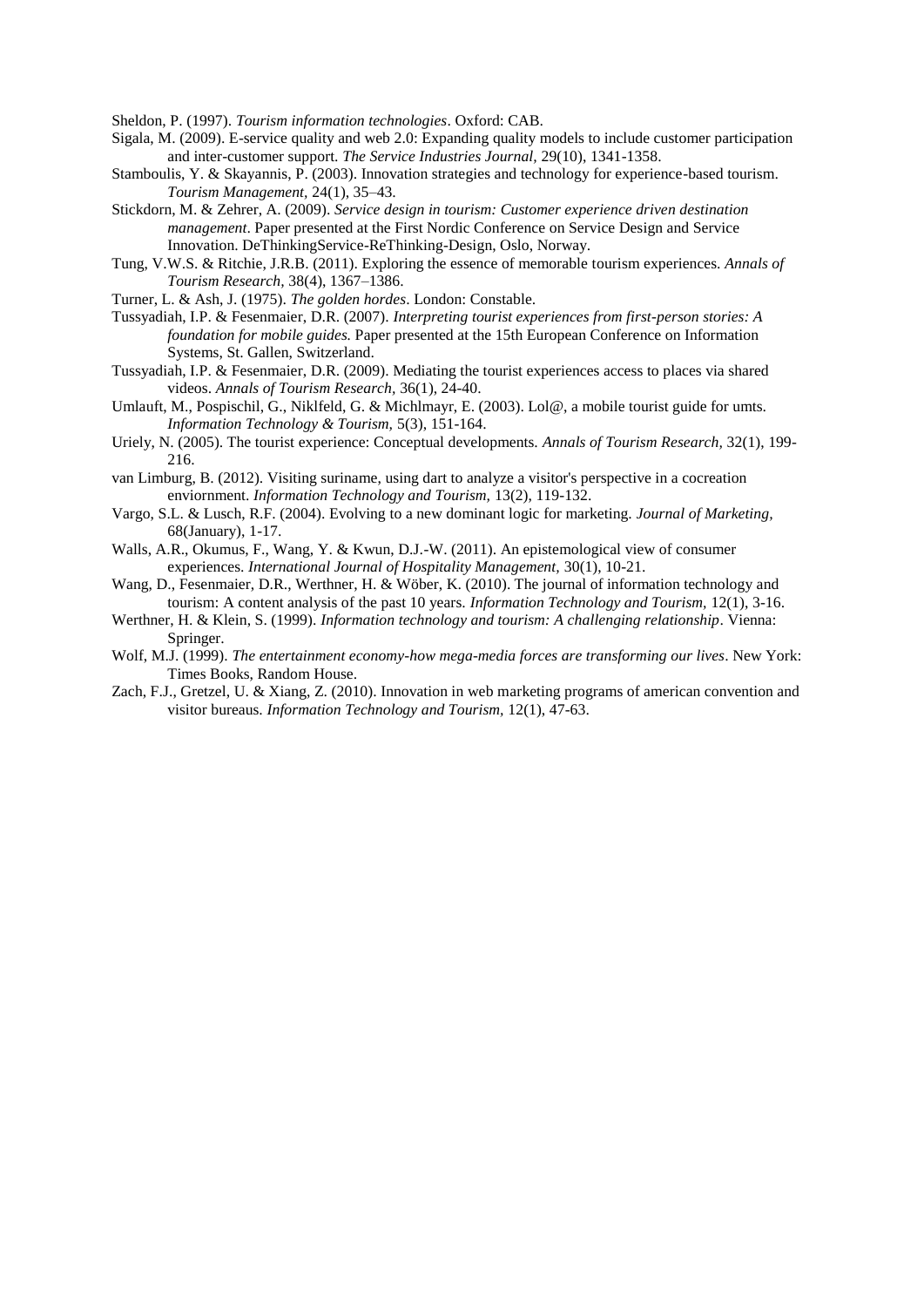Sheldon, P. (1997). *Tourism information technologies*. Oxford: CAB.

Sigala, M. (2009). E-service quality and web 2.0: Expanding quality models to include customer participation and inter-customer support. *The Service Industries Journal*, 29(10), 1341-1358.

Stamboulis, Y. & Skayannis, P. (2003). Innovation strategies and technology for experience-based tourism. *Tourism Management*, 24(1), 35–43.

Stickdorn, M. & Zehrer, A. (2009). *Service design in tourism: Customer experience driven destination management*. Paper presented at the First Nordic Conference on Service Design and Service Innovation. DeThinkingService-ReThinking-Design, Oslo, Norway.

Tung, V.W.S. & Ritchie, J.R.B. (2011). Exploring the essence of memorable tourism experiences. *Annals of Tourism Research*, 38(4), 1367–1386.

Turner, L. & Ash, J. (1975). *The golden hordes*. London: Constable.

Tussyadiah, I.P. & Fesenmaier, D.R. (2007). *Interpreting tourist experiences from first-person stories: A foundation for mobile guides.* Paper presented at the 15th European Conference on Information Systems, St. Gallen, Switzerland.

Tussyadiah, I.P. & Fesenmaier, D.R. (2009). Mediating the tourist experiences access to places via shared videos. *Annals of Tourism Research*, 36(1), 24-40.

Umlauft, M., Pospischil, G., Niklfeld, G. & Michlmayr, E. (2003). Lol@, a mobile tourist guide for umts. *Information Technology & Tourism*, 5(3), 151-164.

Uriely, N. (2005). The tourist experience: Conceptual developments. *Annals of Tourism Research*, 32(1), 199-216.

van Limburg, B. (2012). Visiting suriname, using dart to analyze a visitor's perspective in a cocreation enviornment. *Information Technology and Tourism*, 13(2), 119-132.

Vargo, S.L. & Lusch, R.F. (2004). Evolving to a new dominant logic for marketing. *Journal of Marketing*, 68(January), 1-17.

Walls, A.R., Okumus, F., Wang, Y. & Kwun, D.J.-W. (2011). An epistemological view of consumer experiences. *International Journal of Hospitality Management*, 30(1), 10-21.

Wang, D., Fesenmaier, D.R., Werthner, H. & Wöber, K. (2010). The journal of information technology and tourism: A content analysis of the past 10 years. *Information Technology and Tourism*, 12(1), 3-16.

Werthner, H. & Klein, S. (1999). *Information technology and tourism: A challenging relationship*. Vienna: Springer.

Wolf, M.J. (1999). *The entertainment economy-how mega-media forces are transforming our lives*. New York: Times Books, Random House.

Zach, F.J., Gretzel, U. & Xiang, Z. (2010). Innovation in web marketing programs of american convention and visitor bureaus. *Information Technology and Tourism*, 12(1), 47-63.